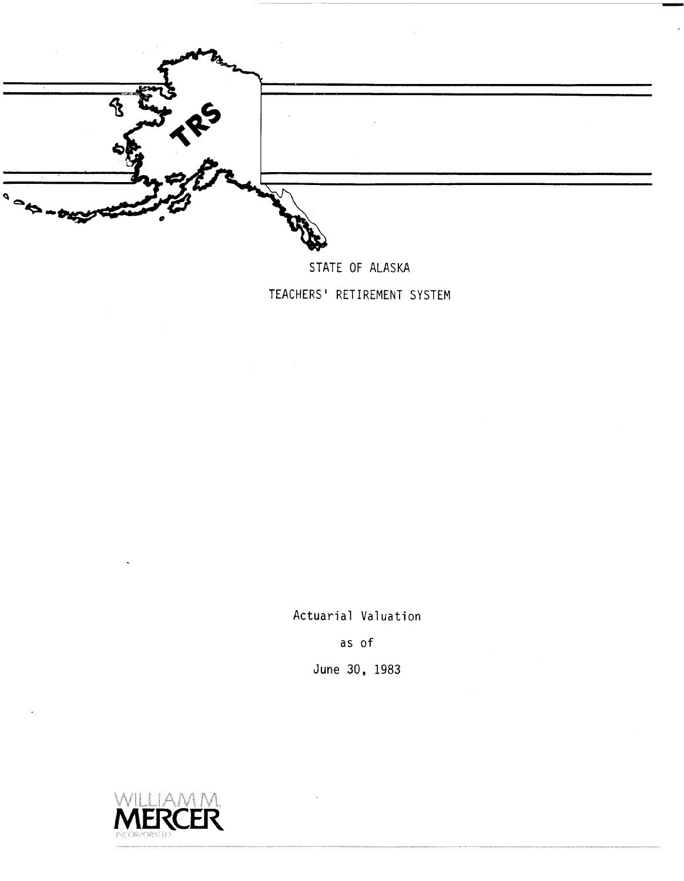TRS

STATE OF ALASKA

TEACHERS' RETIREMENT SYSTEM

Actuarial Valuation

as of

June 30, 1983

WILLIAM M. MERCER INCORPORATED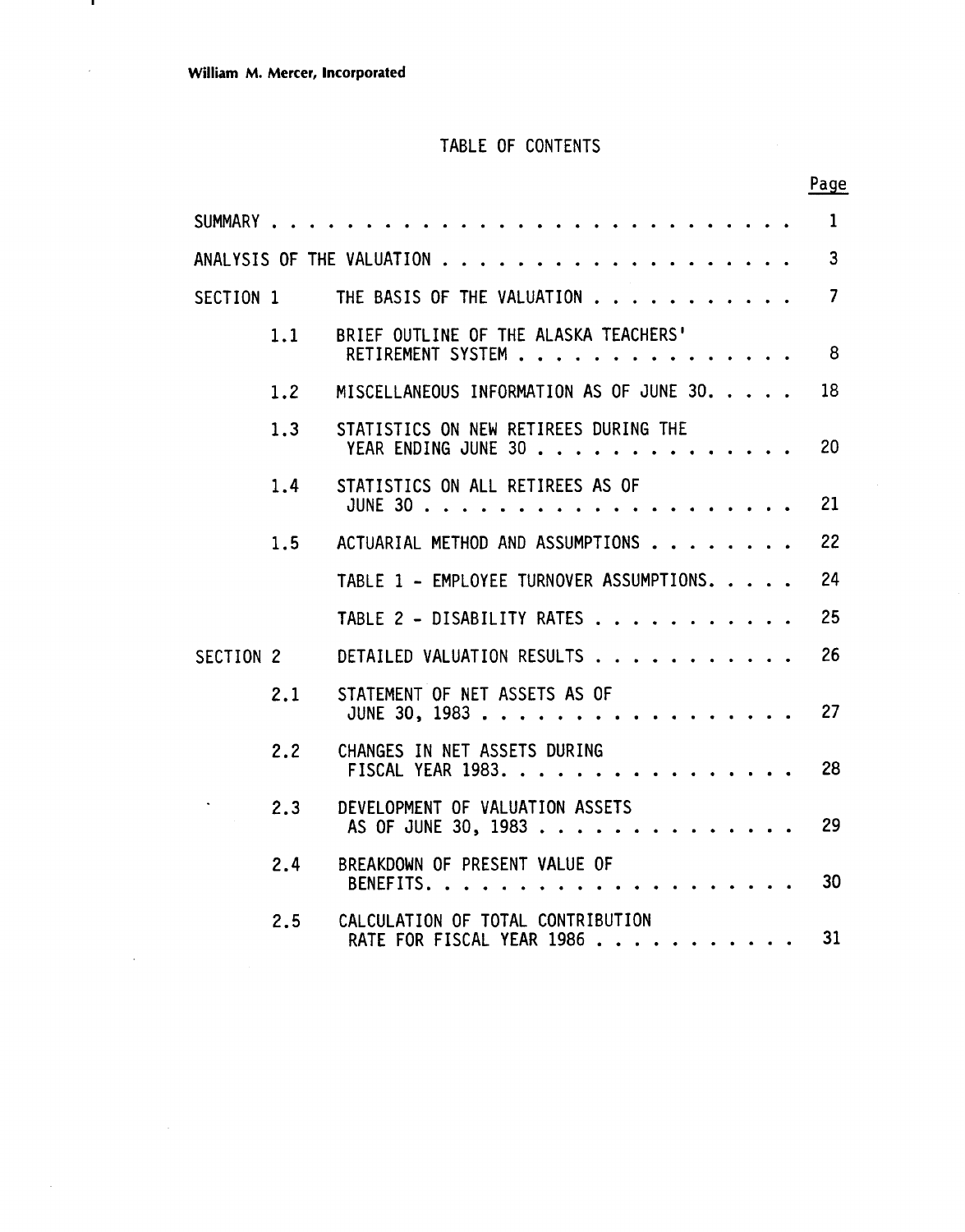William M. Mercer, Incorporated

# TABLE OF CONTENTS

| | | | Page |
|---|---|---|---|
| SUMMARY | | | 1 |
| ANALYSIS OF THE VALUATION | | | 3 |
| SECTION 1 | | THE BASIS OF THE VALUATION | 7 |
| | 1.1 | BRIEF OUTLINE OF THE ALASKA TEACHERS' RETIREMENT SYSTEM | 8 |
| | 1.2 | MISCELLANEOUS INFORMATION AS OF JUNE 30 | 18 |
| | 1.3 | STATISTICS ON NEW RETIREES DURING THE YEAR ENDING JUNE 30 | 20 |
| | 1.4 | STATISTICS ON ALL RETIREES AS OF JUNE 30 | 21 |
| | 1.5 | ACTUARIAL METHOD AND ASSUMPTIONS | 22 |
| | | TABLE 1 - EMPLOYEE TURNOVER ASSUMPTIONS | 24 |
| | | TABLE 2 - DISABILITY RATES | 25 |
| SECTION 2 | | DETAILED VALUATION RESULTS | 26 |
| | 2.1 | STATEMENT OF NET ASSETS AS OF JUNE 30, 1983 | 27 |
| | 2.2 | CHANGES IN NET ASSETS DURING FISCAL YEAR 1983 | 28 |
| | 2.3 | DEVELOPMENT OF VALUATION ASSETS AS OF JUNE 30, 1983 | 29 |
| | 2.4 | BREAKDOWN OF PRESENT VALUE OF BENEFITS | 30 |
| | 2.5 | CALCULATION OF TOTAL CONTRIBUTION RATE FOR FISCAL YEAR 1986 | 31 |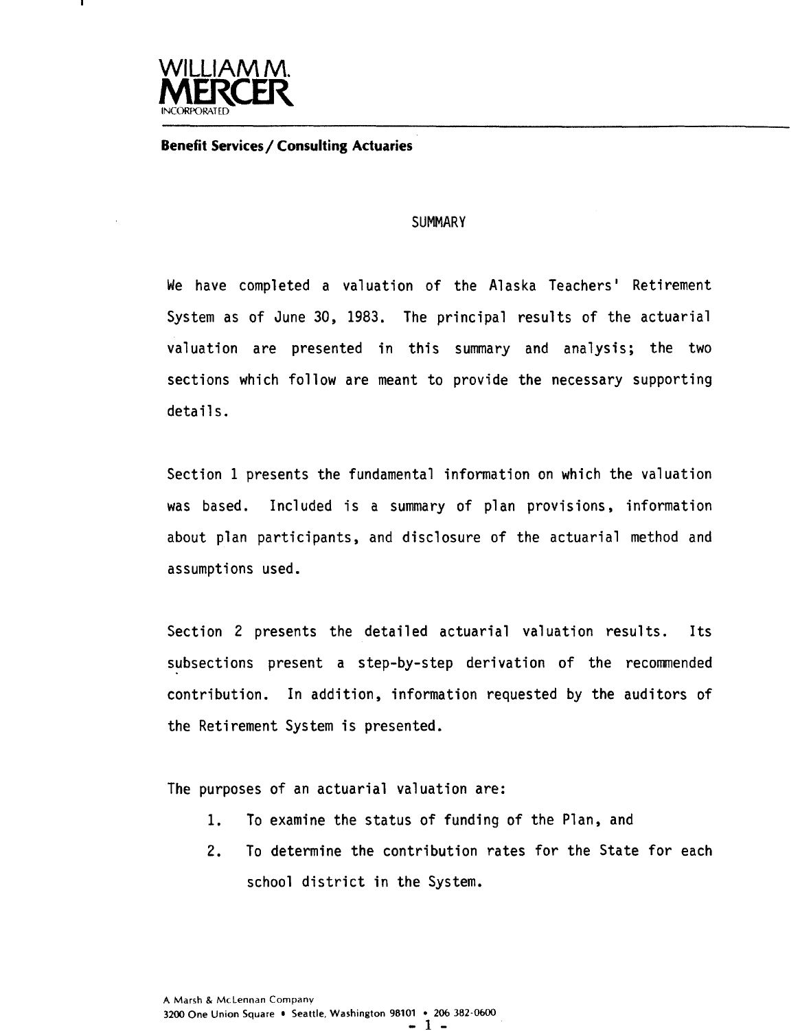WILLIAM M.
**MERCER**
INCORPORATED

**Benefit Services / Consulting Actuaries**

## SUMMARY

We have completed a valuation of the Alaska Teachers' Retirement System as of June 30, 1983. The principal results of the actuarial valuation are presented in this summary and analysis; the two sections which follow are meant to provide the necessary supporting details.

Section 1 presents the fundamental information on which the valuation was based. Included is a summary of plan provisions, information about plan participants, and disclosure of the actuarial method and assumptions used.

Section 2 presents the detailed actuarial valuation results. Its subsections present a step-by-step derivation of the recommended contribution. In addition, information requested by the auditors of the Retirement System is presented.

The purposes of an actuarial valuation are:

1. To examine the status of funding of the Plan, and
2. To determine the contribution rates for the State for each school district in the System.

A Marsh & McLennan Company
3200 One Union Square • Seattle, Washington 98101 • 206 382-0600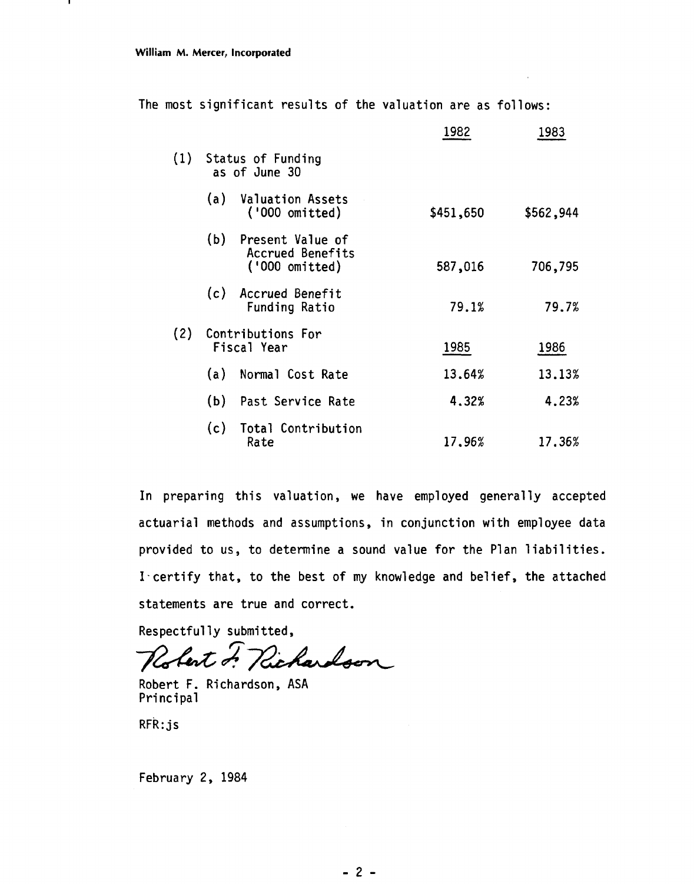William M. Mercer, Incorporated

The most significant results of the valuation are as follows:

| | 1982 | 1983 |
|---|---|---|
| (1) Status of Funding as of June 30 | | |
| (a) Valuation Assets ('000 omitted) | $451,650 | $562,944 |
| (b) Present Value of Accrued Benefits ('000 omitted) | 587,016 | 706,795 |
| (c) Accrued Benefit Funding Ratio | 79.1% | 79.7% |
| (2) Contributions For Fiscal Year | 1985 | 1986 |
| (a) Normal Cost Rate | 13.64% | 13.13% |
| (b) Past Service Rate | 4.32% | 4.23% |
| (c) Total Contribution Rate | 17.96% | 17.36% |

In preparing this valuation, we have employed generally accepted actuarial methods and assumptions, in conjunction with employee data provided to us, to determine a sound value for the Plan liabilities. I certify that, to the best of my knowledge and belief, the attached statements are true and correct.

Respectfully submitted,

Robert F. Richardson

Robert F. Richardson, ASA
Principal

RFR:js

February 2, 1984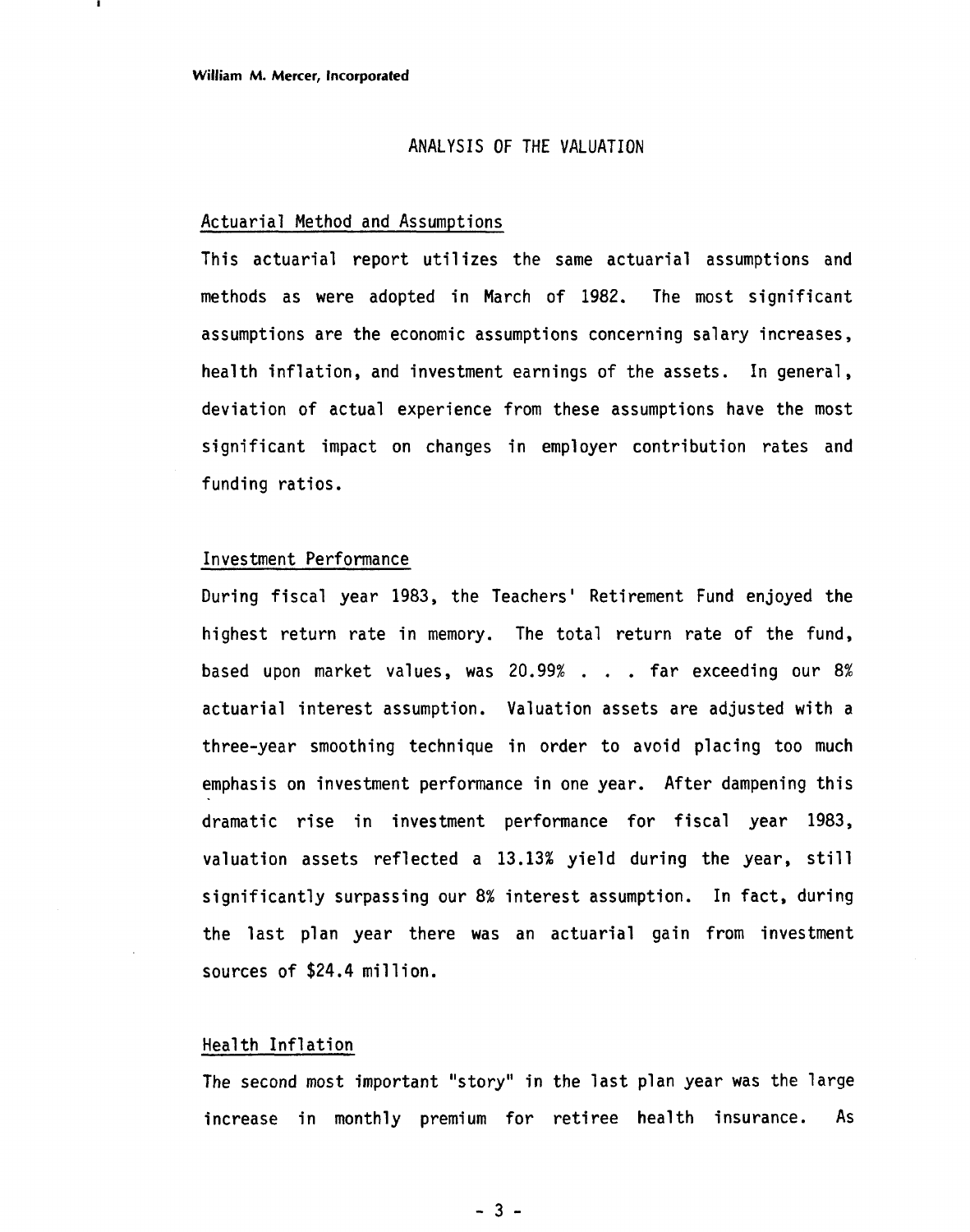## ANALYSIS OF THE VALUATION

### Actuarial Method and Assumptions

This actuarial report utilizes the same actuarial assumptions and methods as were adopted in March of 1982. The most significant assumptions are the economic assumptions concerning salary increases, health inflation, and investment earnings of the assets. In general, deviation of actual experience from these assumptions have the most significant impact on changes in employer contribution rates and funding ratios.

### Investment Performance

During fiscal year 1983, the Teachers' Retirement Fund enjoyed the highest return rate in memory. The total return rate of the fund, based upon market values, was 20.99% . . . far exceeding our 8% actuarial interest assumption. Valuation assets are adjusted with a three-year smoothing technique in order to avoid placing too much emphasis on investment performance in one year. After dampening this dramatic rise in investment performance for fiscal year 1983, valuation assets reflected a 13.13% yield during the year, still significantly surpassing our 8% interest assumption. In fact, during the last plan year there was an actuarial gain from investment sources of $24.4 million.

### Health Inflation

The second most important "story" in the last plan year was the large increase in monthly premium for retiree health insurance. As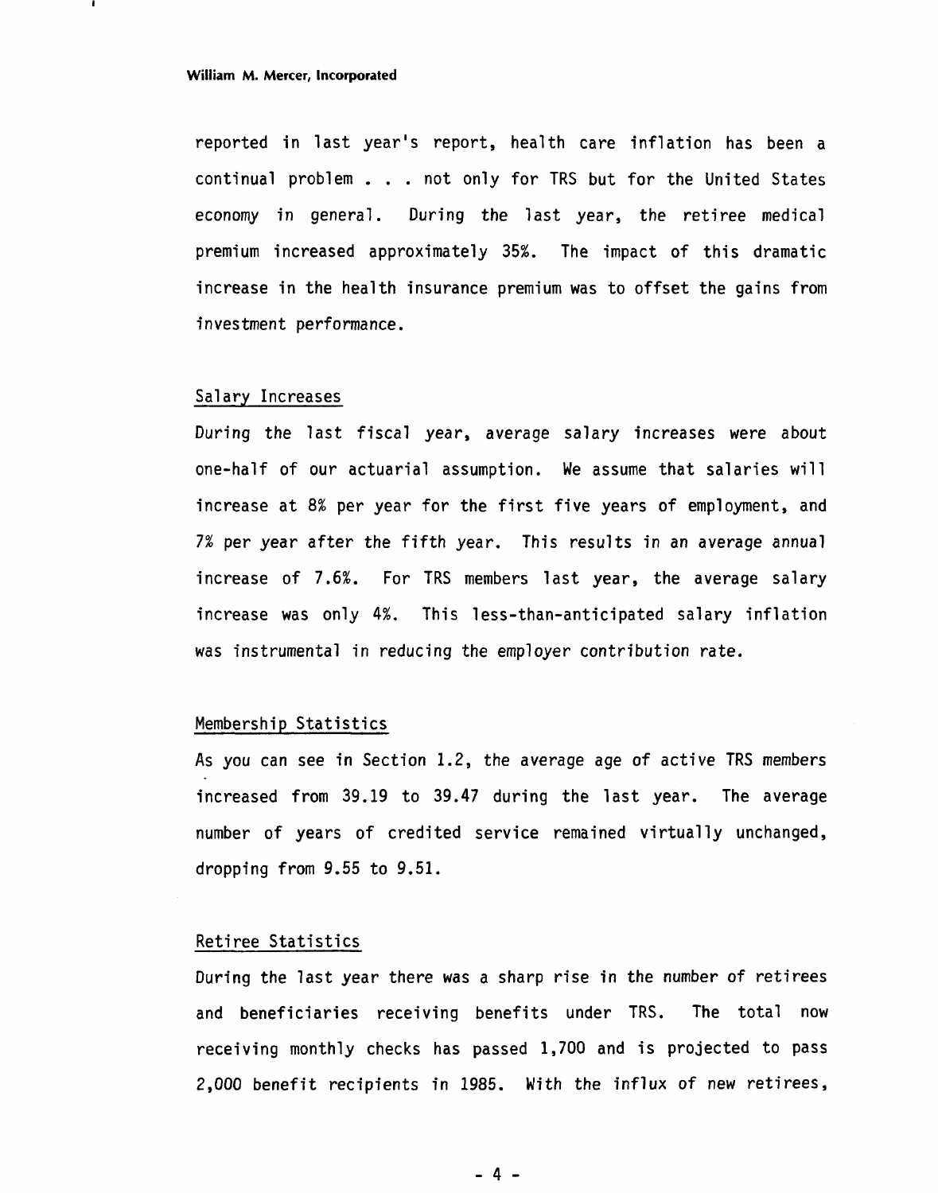reported in last year's report, health care inflation has been a continual problem . . . not only for TRS but for the United States economy in general. During the last year, the retiree medical premium increased approximately 35%. The impact of this dramatic increase in the health insurance premium was to offset the gains from investment performance.

## Salary Increases

During the last fiscal year, average salary increases were about one-half of our actuarial assumption. We assume that salaries will increase at 8% per year for the first five years of employment, and 7% per year after the fifth year. This results in an average annual increase of 7.6%. For TRS members last year, the average salary increase was only 4%. This less-than-anticipated salary inflation was instrumental in reducing the employer contribution rate.

## Membership Statistics

As you can see in Section 1.2, the average age of active TRS members increased from 39.19 to 39.47 during the last year. The average number of years of credited service remained virtually unchanged, dropping from 9.55 to 9.51.

## Retiree Statistics

During the last year there was a sharp rise in the number of retirees and beneficiaries receiving benefits under TRS. The total now receiving monthly checks has passed 1,700 and is projected to pass 2,000 benefit recipients in 1985. With the influx of new retirees,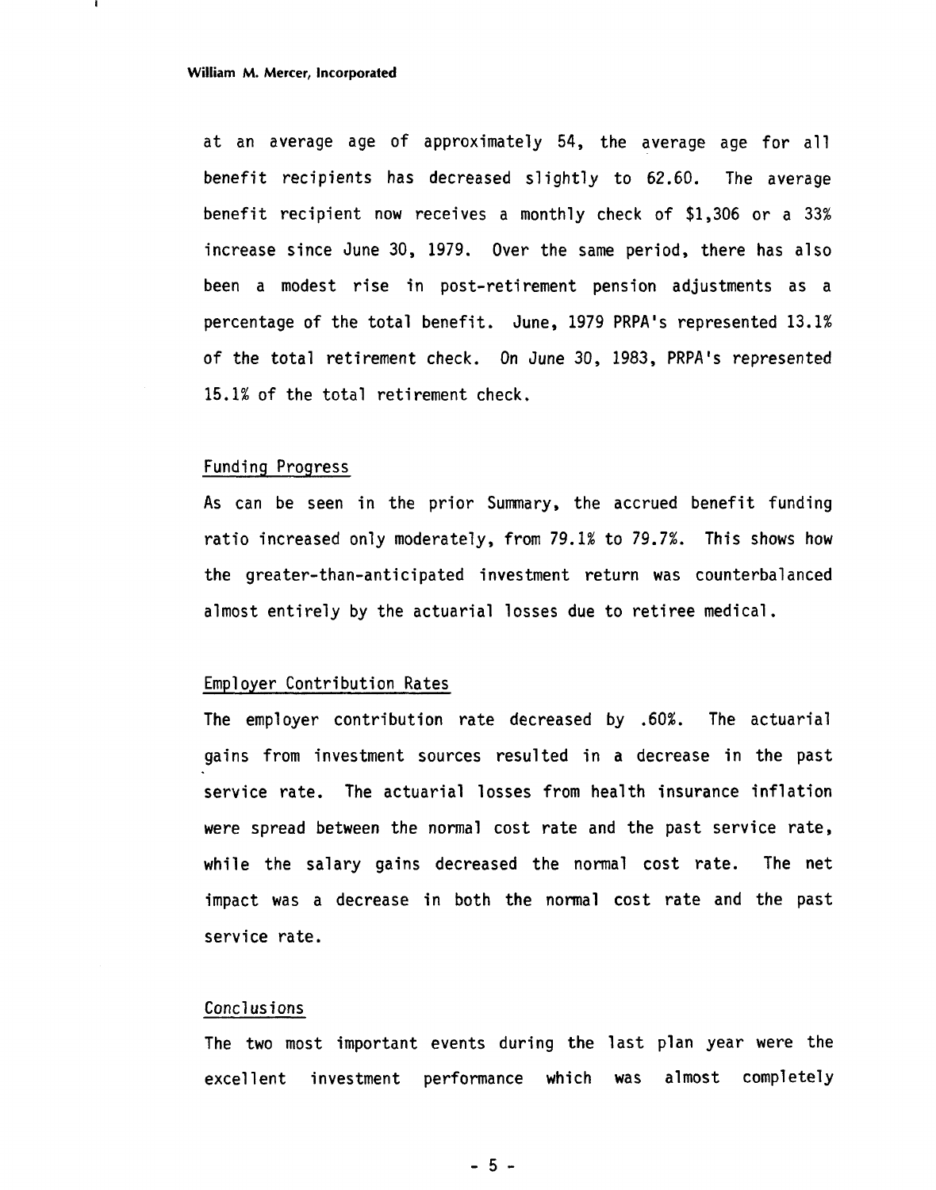at an average age of approximately 54, the average age for all benefit recipients has decreased slightly to 62.60. The average benefit recipient now receives a monthly check of $1,306 or a 33% increase since June 30, 1979. Over the same period, there has also been a modest rise in post-retirement pension adjustments as a percentage of the total benefit. June, 1979 PRPA's represented 13.1% of the total retirement check. On June 30, 1983, PRPA's represented 15.1% of the total retirement check.

## Funding Progress

As can be seen in the prior Summary, the accrued benefit funding ratio increased only moderately, from 79.1% to 79.7%. This shows how the greater-than-anticipated investment return was counterbalanced almost entirely by the actuarial losses due to retiree medical.

## Employer Contribution Rates

The employer contribution rate decreased by .60%. The actuarial gains from investment sources resulted in a decrease in the past service rate. The actuarial losses from health insurance inflation were spread between the normal cost rate and the past service rate, while the salary gains decreased the normal cost rate. The net impact was a decrease in both the normal cost rate and the past service rate.

## Conclusions

The two most important events during the last plan year were the excellent investment performance which was almost completely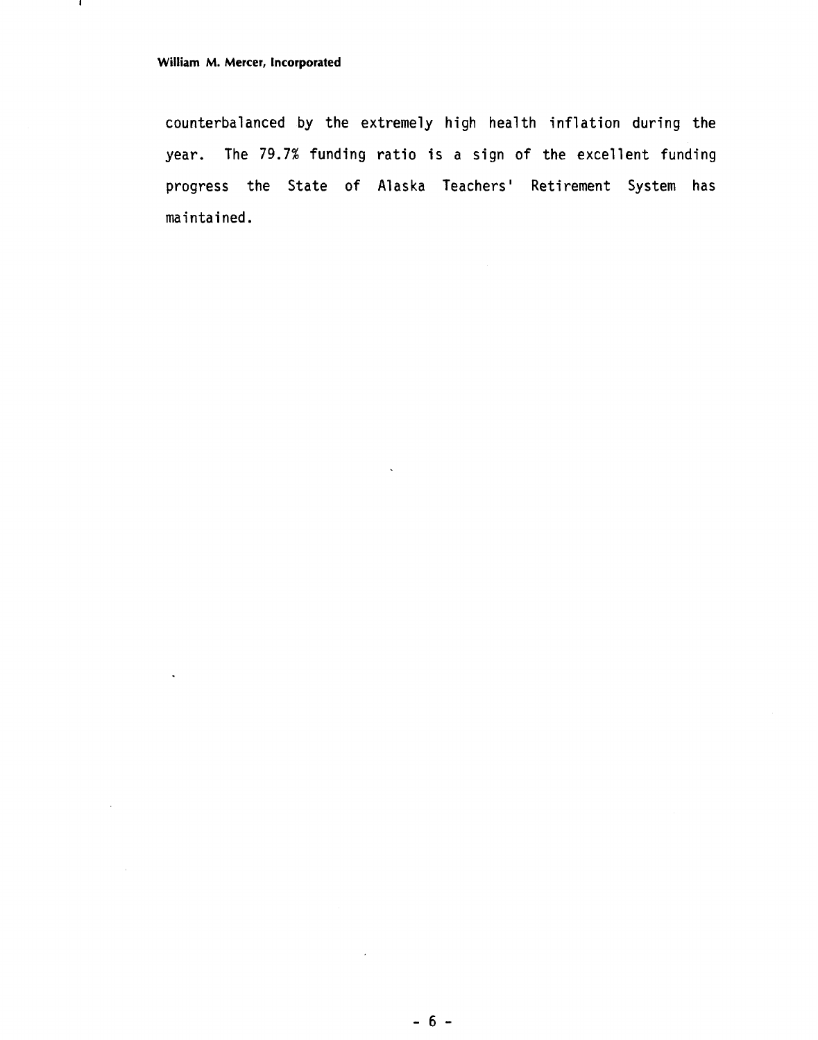counterbalanced by the extremely high health inflation during the year. The 79.7% funding ratio is a sign of the excellent funding progress the State of Alaska Teachers' Retirement System has maintained.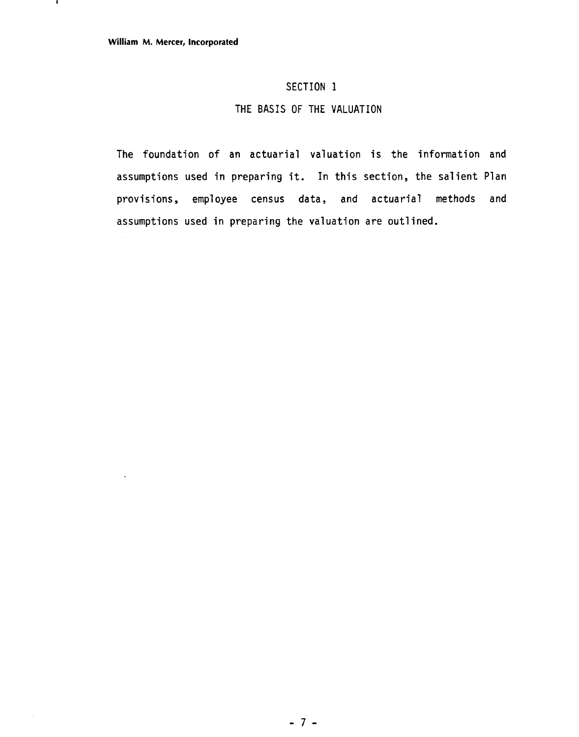# SECTION 1

## THE BASIS OF THE VALUATION

The foundation of an actuarial valuation is the information and assumptions used in preparing it. In this section, the salient Plan provisions, employee census data, and actuarial methods and assumptions used in preparing the valuation are outlined.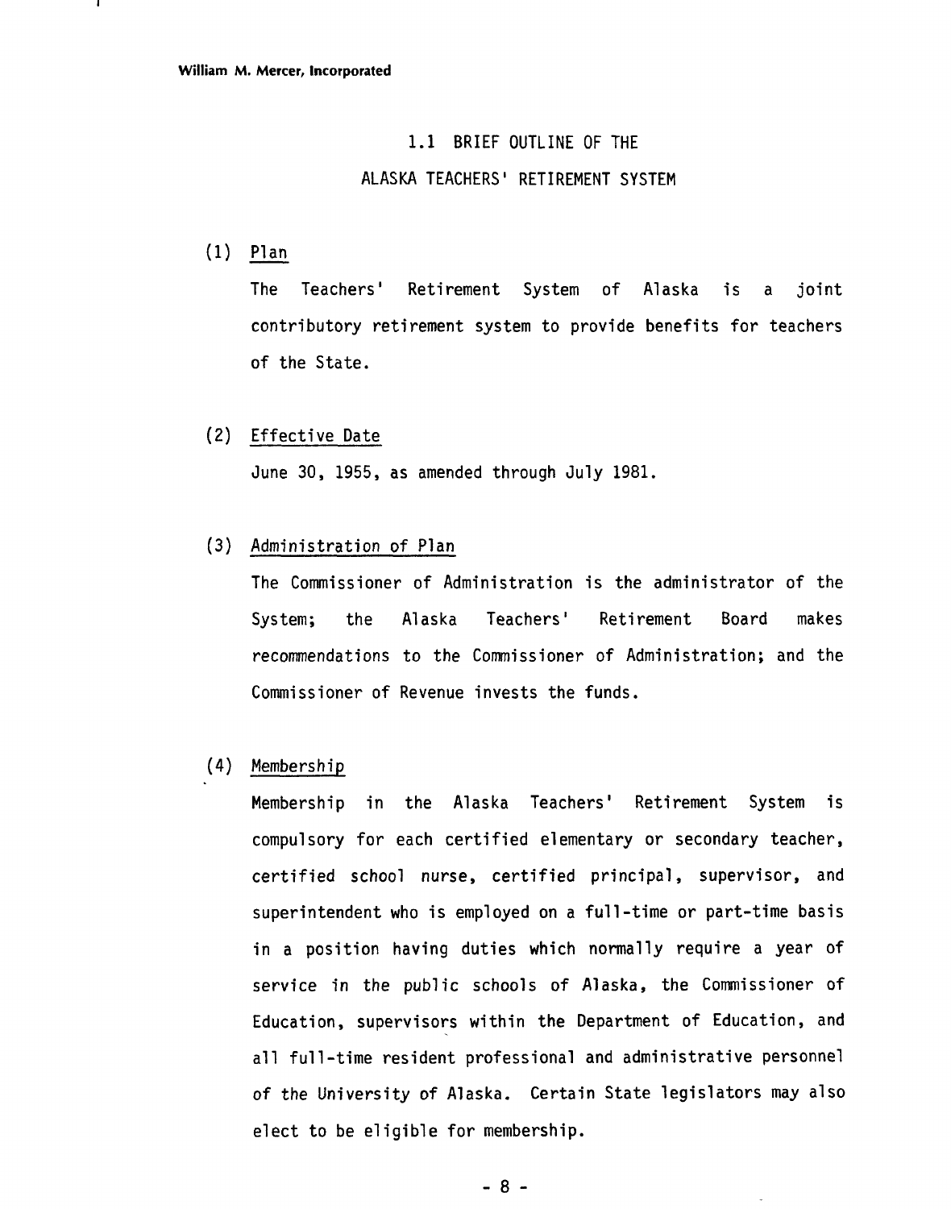## 1.1 BRIEF OUTLINE OF THE ALASKA TEACHERS' RETIREMENT SYSTEM

(1) Plan

The Teachers' Retirement System of Alaska is a joint contributory retirement system to provide benefits for teachers of the State.

(2) Effective Date

June 30, 1955, as amended through July 1981.

(3) Administration of Plan

The Commissioner of Administration is the administrator of the System; the Alaska Teachers' Retirement Board makes recommendations to the Commissioner of Administration; and the Commissioner of Revenue invests the funds.

(4) Membership

Membership in the Alaska Teachers' Retirement System is compulsory for each certified elementary or secondary teacher, certified school nurse, certified principal, supervisor, and superintendent who is employed on a full-time or part-time basis in a position having duties which normally require a year of service in the public schools of Alaska, the Commissioner of Education, supervisors within the Department of Education, and all full-time resident professional and administrative personnel of the University of Alaska. Certain State legislators may also elect to be eligible for membership.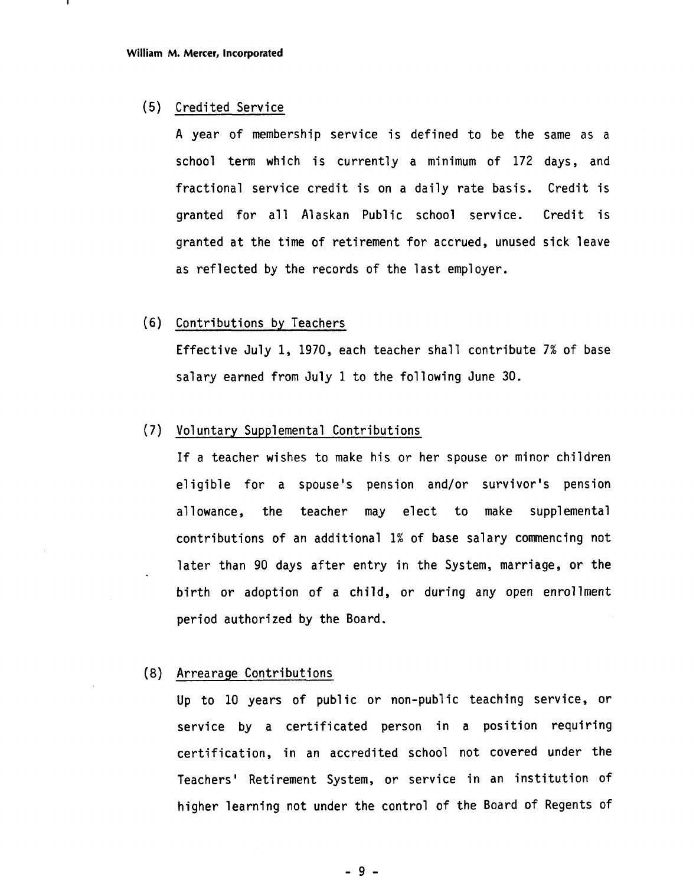(5) <u>Credited Service</u>

A year of membership service is defined to be the same as a school term which is currently a minimum of 172 days, and fractional service credit is on a daily rate basis. Credit is granted for all Alaskan Public school service. Credit is granted at the time of retirement for accrued, unused sick leave as reflected by the records of the last employer.

(6) <u>Contributions by Teachers</u>

Effective July 1, 1970, each teacher shall contribute 7% of base salary earned from July 1 to the following June 30.

(7) <u>Voluntary Supplemental Contributions</u>

If a teacher wishes to make his or her spouse or minor children eligible for a spouse's pension and/or survivor's pension allowance, the teacher may elect to make supplemental contributions of an additional 1% of base salary commencing not later than 90 days after entry in the System, marriage, or the birth or adoption of a child, or during any open enrollment period authorized by the Board.

(8) <u>Arrearage Contributions</u>

Up to 10 years of public or non-public teaching service, or service by a certificated person in a position requiring certification, in an accredited school not covered under the Teachers' Retirement System, or service in an institution of higher learning not under the control of the Board of Regents of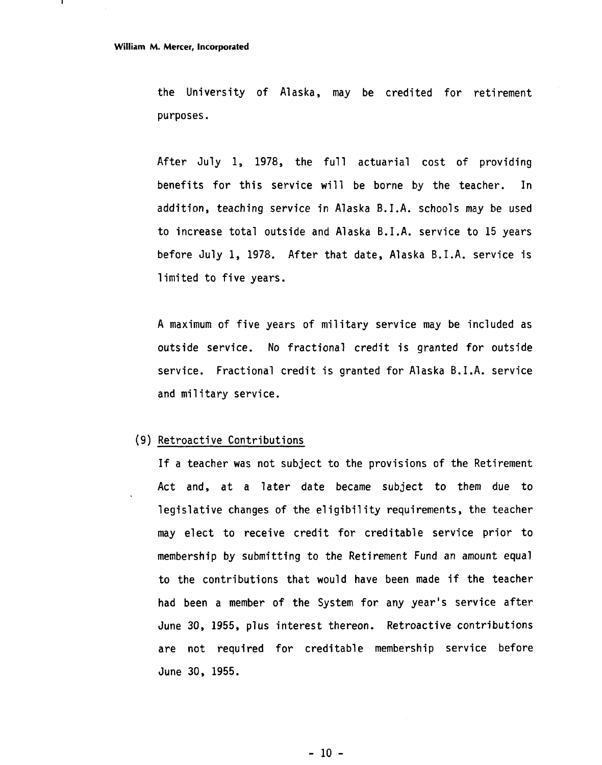the University of Alaska, may be credited for retirement purposes.

After July 1, 1978, the full actuarial cost of providing benefits for this service will be borne by the teacher. In addition, teaching service in Alaska B.I.A. schools may be used to increase total outside and Alaska B.I.A. service to 15 years before July 1, 1978. After that date, Alaska B.I.A. service is limited to five years.

A maximum of five years of military service may be included as outside service. No fractional credit is granted for outside service. Fractional credit is granted for Alaska B.I.A. service and military service.

(9) Retroactive Contributions

If a teacher was not subject to the provisions of the Retirement Act and, at a later date became subject to them due to legislative changes of the eligibility requirements, the teacher may elect to receive credit for creditable service prior to membership by submitting to the Retirement Fund an amount equal to the contributions that would have been made if the teacher had been a member of the System for any year's service after June 30, 1955, plus interest thereon. Retroactive contributions are not required for creditable membership service before June 30, 1955.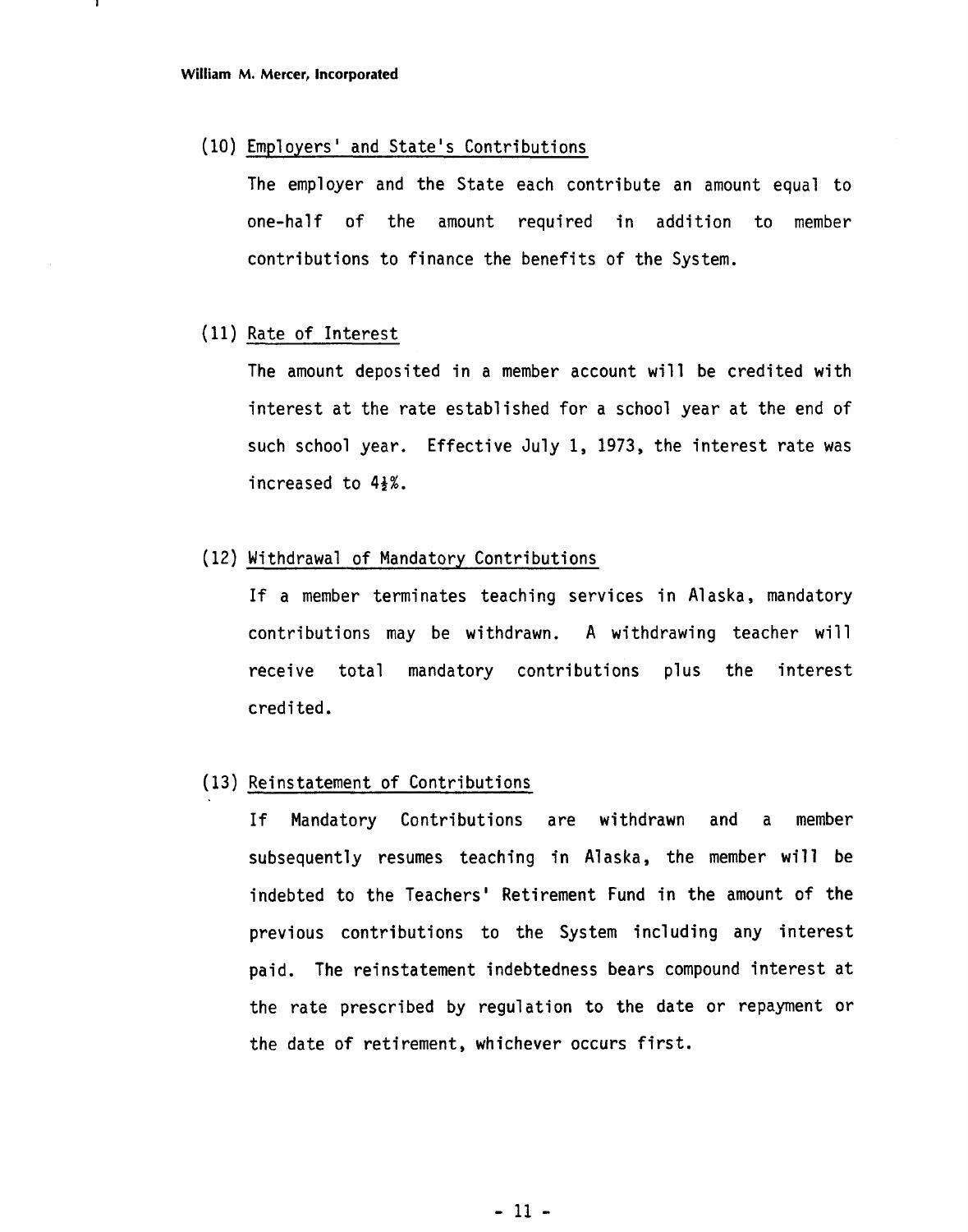(10) Employers' and State's Contributions

The employer and the State each contribute an amount equal to one-half of the amount required in addition to member contributions to finance the benefits of the System.

(11) Rate of Interest

The amount deposited in a member account will be credited with interest at the rate established for a school year at the end of such school year. Effective July 1, 1973, the interest rate was increased to 4½%.

(12) Withdrawal of Mandatory Contributions

If a member terminates teaching services in Alaska, mandatory contributions may be withdrawn. A withdrawing teacher will receive total mandatory contributions plus the interest credited.

(13) Reinstatement of Contributions

If Mandatory Contributions are withdrawn and a member subsequently resumes teaching in Alaska, the member will be indebted to the Teachers' Retirement Fund in the amount of the previous contributions to the System including any interest paid. The reinstatement indebtedness bears compound interest at the rate prescribed by regulation to the date or repayment or the date of retirement, whichever occurs first.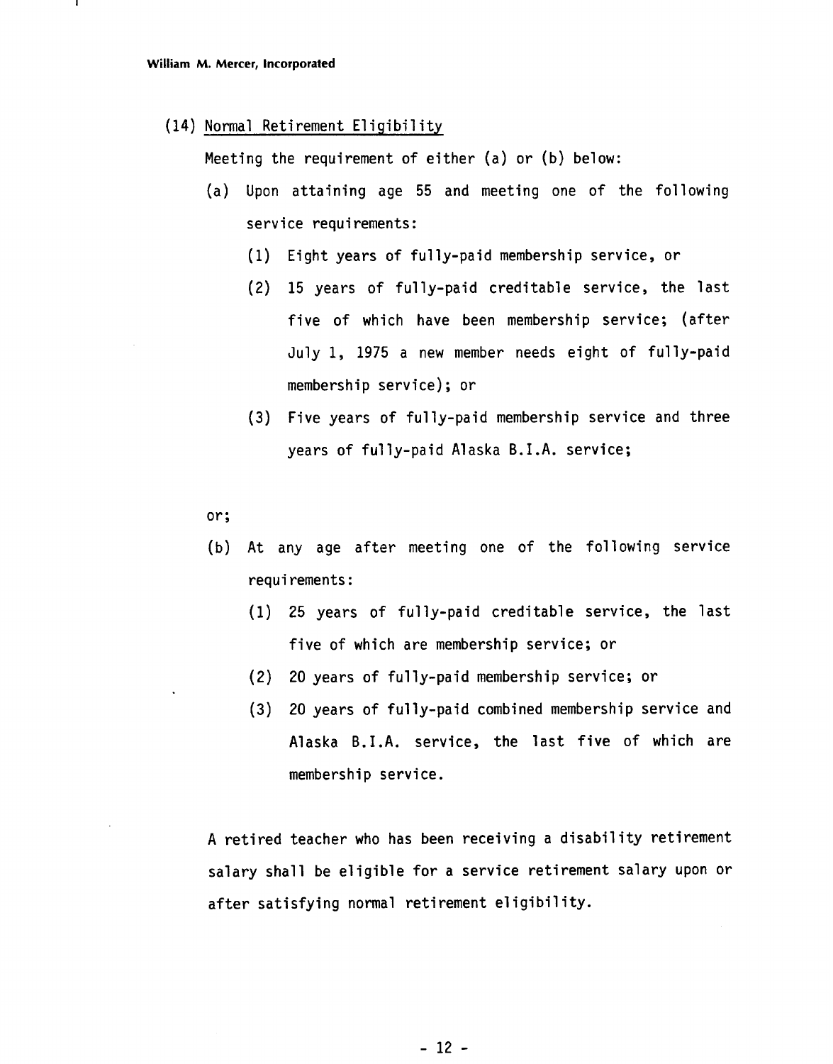(14) <u>Normal Retirement Eligibility</u>

Meeting the requirement of either (a) or (b) below:

(a) Upon attaining age 55 and meeting one of the following service requirements:

   (1) Eight years of fully-paid membership service, or

   (2) 15 years of fully-paid creditable service, the last five of which have been membership service; (after July 1, 1975 a new member needs eight of fully-paid membership service); or

   (3) Five years of fully-paid membership service and three years of fully-paid Alaska B.I.A. service;

or;

(b) At any age after meeting one of the following service requirements:

   (1) 25 years of fully-paid creditable service, the last five of which are membership service; or

   (2) 20 years of fully-paid membership service; or

   (3) 20 years of fully-paid combined membership service and Alaska B.I.A. service, the last five of which are membership service.

A retired teacher who has been receiving a disability retirement salary shall be eligible for a service retirement salary upon or after satisfying normal retirement eligibility.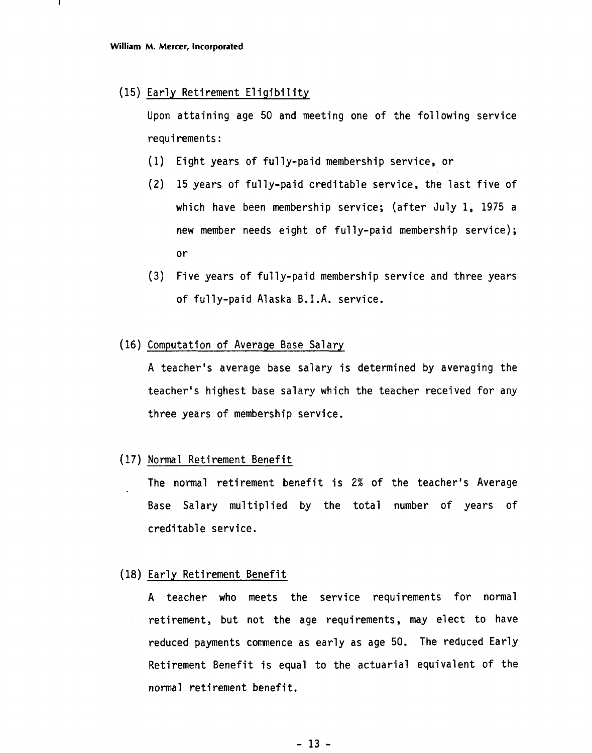(15) Early Retirement Eligibility

Upon attaining age 50 and meeting one of the following service requirements:

(1) Eight years of fully-paid membership service, or

(2) 15 years of fully-paid creditable service, the last five of which have been membership service; (after July 1, 1975 a new member needs eight of fully-paid membership service); or

(3) Five years of fully-paid membership service and three years of fully-paid Alaska B.I.A. service.

(16) Computation of Average Base Salary

A teacher's average base salary is determined by averaging the teacher's highest base salary which the teacher received for any three years of membership service.

(17) Normal Retirement Benefit

The normal retirement benefit is 2% of the teacher's Average Base Salary multiplied by the total number of years of creditable service.

(18) Early Retirement Benefit

A teacher who meets the service requirements for normal retirement, but not the age requirements, may elect to have reduced payments commence as early as age 50. The reduced Early Retirement Benefit is equal to the actuarial equivalent of the normal retirement benefit.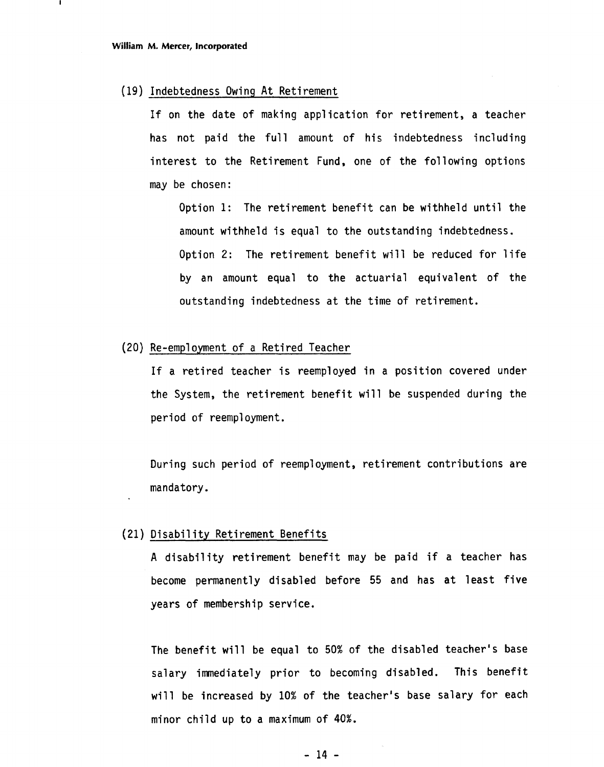(19) Indebtedness Owing At Retirement

If on the date of making application for retirement, a teacher has not paid the full amount of his indebtedness including interest to the Retirement Fund, one of the following options may be chosen:

Option 1: The retirement benefit can be withheld until the amount withheld is equal to the outstanding indebtedness.

Option 2: The retirement benefit will be reduced for life by an amount equal to the actuarial equivalent of the outstanding indebtedness at the time of retirement.

(20) Re-employment of a Retired Teacher

If a retired teacher is reemployed in a position covered under the System, the retirement benefit will be suspended during the period of reemployment.

During such period of reemployment, retirement contributions are mandatory.

(21) Disability Retirement Benefits

A disability retirement benefit may be paid if a teacher has become permanently disabled before 55 and has at least five years of membership service.

The benefit will be equal to 50% of the disabled teacher's base salary immediately prior to becoming disabled. This benefit will be increased by 10% of the teacher's base salary for each minor child up to a maximum of 40%.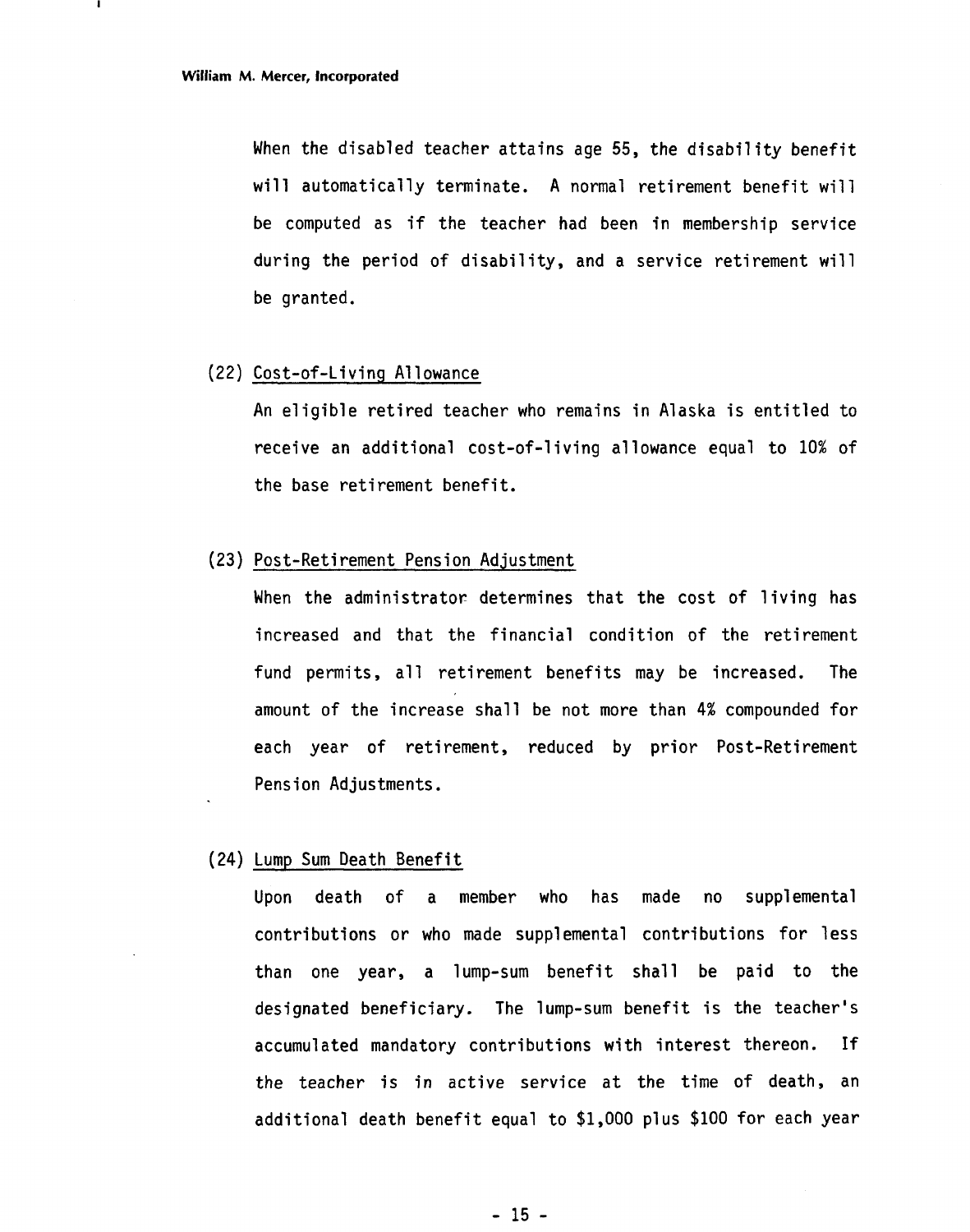When the disabled teacher attains age 55, the disability benefit will automatically terminate. A normal retirement benefit will be computed as if the teacher had been in membership service during the period of disability, and a service retirement will be granted.

(22) <u>Cost-of-Living Allowance</u>

An eligible retired teacher who remains in Alaska is entitled to receive an additional cost-of-living allowance equal to 10% of the base retirement benefit.

(23) <u>Post-Retirement Pension Adjustment</u>

When the administrator determines that the cost of living has increased and that the financial condition of the retirement fund permits, all retirement benefits may be increased. The amount of the increase shall be not more than 4% compounded for each year of retirement, reduced by prior Post-Retirement Pension Adjustments.

(24) <u>Lump Sum Death Benefit</u>

Upon death of a member who has made no supplemental contributions or who made supplemental contributions for less than one year, a lump-sum benefit shall be paid to the designated beneficiary. The lump-sum benefit is the teacher's accumulated mandatory contributions with interest thereon. If the teacher is in active service at the time of death, an additional death benefit equal to $1,000 plus $100 for each year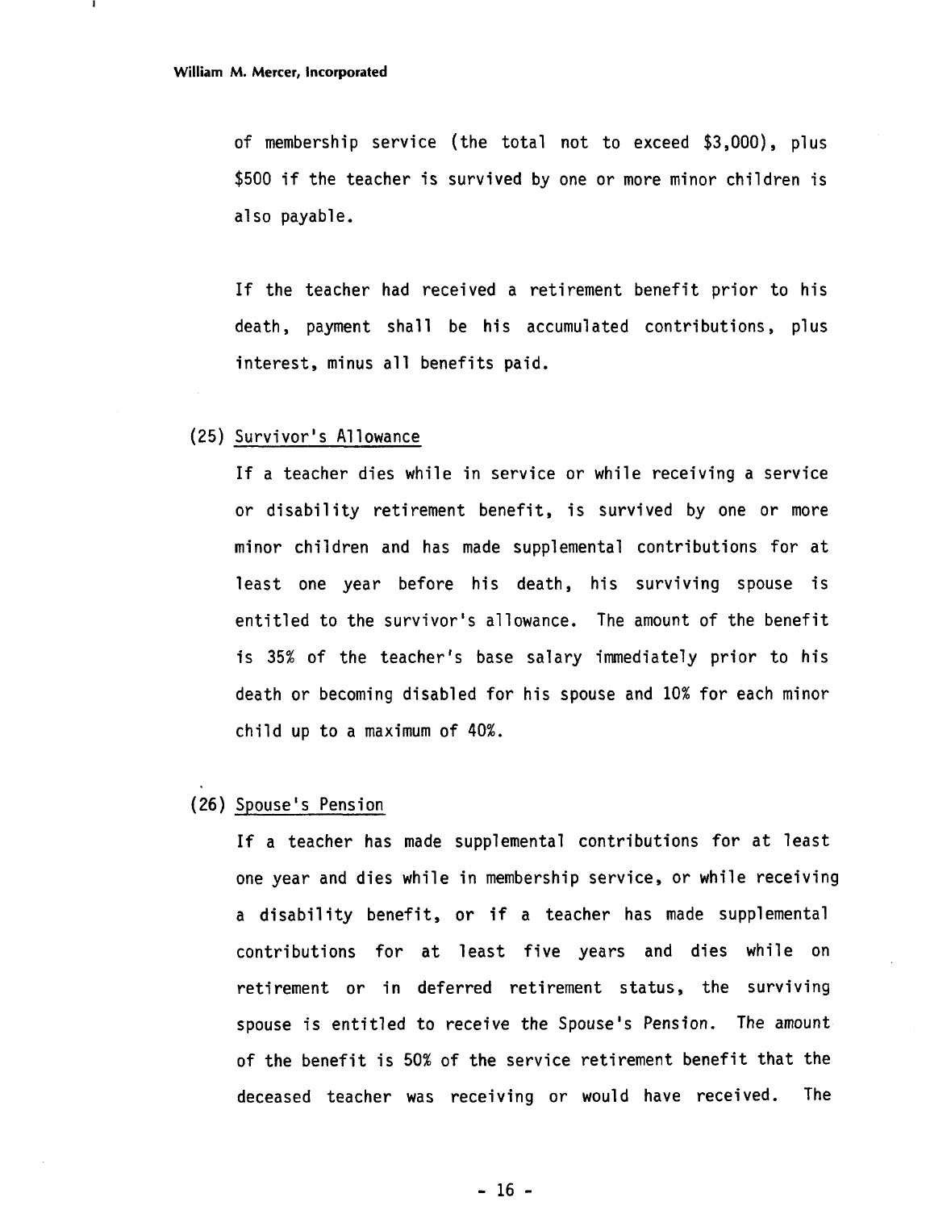of membership service (the total not to exceed $3,000), plus $500 if the teacher is survived by one or more minor children is also payable.

If the teacher had received a retirement benefit prior to his death, payment shall be his accumulated contributions, plus interest, minus all benefits paid.

(25) Survivor's Allowance

If a teacher dies while in service or while receiving a service or disability retirement benefit, is survived by one or more minor children and has made supplemental contributions for at least one year before his death, his surviving spouse is entitled to the survivor's allowance. The amount of the benefit is 35% of the teacher's base salary immediately prior to his death or becoming disabled for his spouse and 10% for each minor child up to a maximum of 40%.

(26) Spouse's Pension

If a teacher has made supplemental contributions for at least one year and dies while in membership service, or while receiving a disability benefit, or if a teacher has made supplemental contributions for at least five years and dies while on retirement or in deferred retirement status, the surviving spouse is entitled to receive the Spouse's Pension. The amount of the benefit is 50% of the service retirement benefit that the deceased teacher was receiving or would have received. The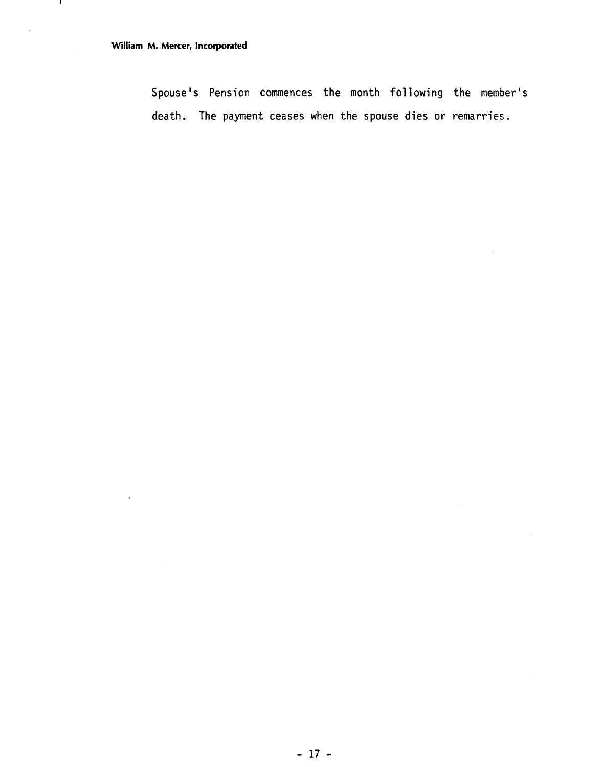Spouse's Pension commences the month following the member's death. The payment ceases when the spouse dies or remarries.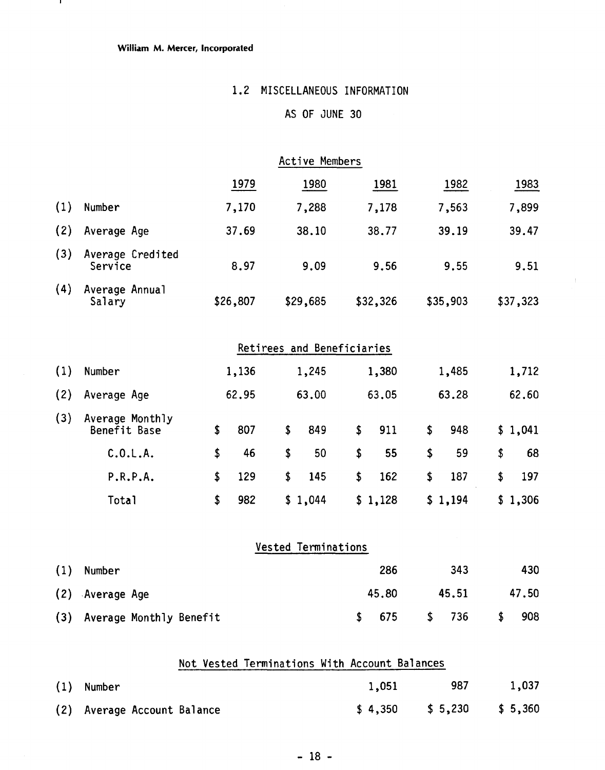William M. Mercer, Incorporated

## 1.2 MISCELLANEOUS INFORMATION

### AS OF JUNE 30

#### Active Members

| | | 1979 | 1980 | 1981 | 1982 | 1983 |
|---|---|---|---|---|---|---|
| (1) | Number | 7,170 | 7,288 | 7,178 | 7,563 | 7,899 |
| (2) | Average Age | 37.69 | 38.10 | 38.77 | 39.19 | 39.47 |
| (3) | Average Credited Service | 8.97 | 9.09 | 9.56 | 9.55 | 9.51 |
| (4) | Average Annual Salary | $26,807 | $29,685 | $32,326 | $35,903 | $37,323 |

#### Retirees and Beneficiaries

| | | 1979 | 1980 | 1981 | 1982 | 1983 |
|---|---|---|---|---|---|---|
| (1) | Number | 1,136 | 1,245 | 1,380 | 1,485 | 1,712 |
| (2) | Average Age | 62.95 | 63.00 | 63.05 | 63.28 | 62.60 |
| (3) | Average Monthly Benefit Base | $ 807 | $ 849 | $ 911 | $ 948 | $ 1,041 |
| | C.O.L.A. | $ 46 | $ 50 | $ 55 | $ 59 | $ 68 |
| | P.R.P.A. | $ 129 | $ 145 | $ 162 | $ 187 | $ 197 |
| | Total | $ 982 | $ 1,044 | $ 1,128 | $ 1,194 | $ 1,306 |

#### Vested Terminations

| | | 1981 | 1982 | 1983 |
|---|---|---|---|---|
| (1) | Number | 286 | 343 | 430 |
| (2) | Average Age | 45.80 | 45.51 | 47.50 |
| (3) | Average Monthly Benefit | $ 675 | $ 736 | $ 908 |

#### Not Vested Terminations With Account Balances

| | | 1981 | 1982 | 1983 |
|---|---|---|---|---|
| (1) | Number | 1,051 | 987 | 1,037 |
| (2) | Average Account Balance | $ 4,350 | $ 5,230 | $ 5,360 |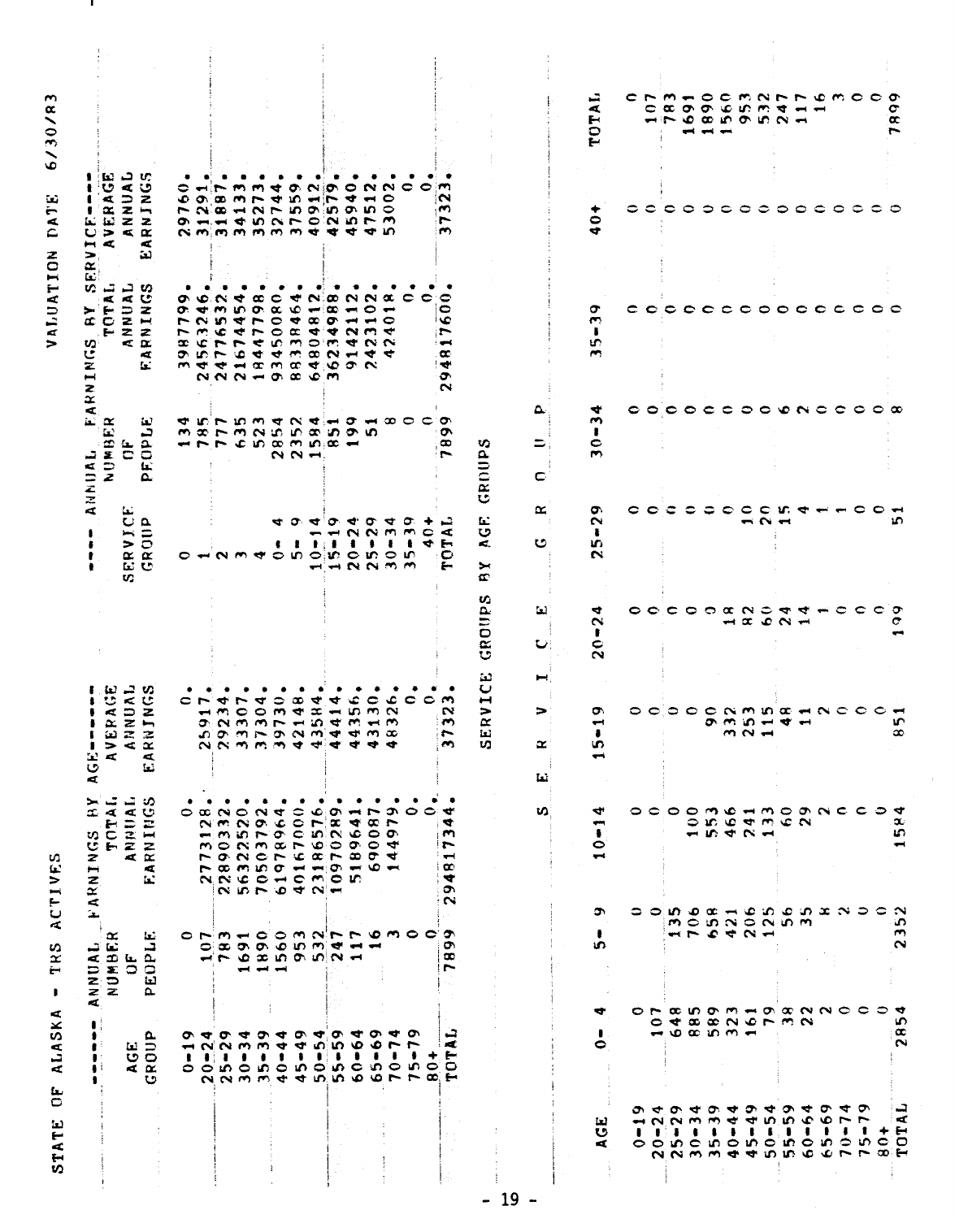STATE OF ALASKA - TRS ACTIVES

VALUATION DATE 6/30/83

| ------ ANNUAL EARNINGS BY AGE------ | | | |
|---|---|---|---|
| AGE GROUP | NUMBER OF PEOPLE | TOTAL ANNUAL EARNINGS | AVERAGE ANNUAL EARNINGS |
| 0-19 | 0 | 0. | 0. |
| 20-24 | 107 | 2773128. | 25917. |
| 25-29 | 783 | 22890332. | 29234. |
| 30-34 | 1691 | 56322520. | 33307. |
| 35-39 | 1890 | 70503792. | 37304. |
| 40-44 | 1560 | 61978964. | 39730. |
| 45-49 | 953 | 40167000. | 42148. |
| 50-54 | 532 | 23186576. | 43584. |
| 55-59 | 247 | 10970289. | 44414. |
| 60-64 | 117 | 5189641. | 44356. |
| 65-69 | 16 | 690087. | 43130. |
| 70-74 | 3 | 144979. | 48326. |
| 75-79 | 0 | 0. | 0. |
| 80+ | 0 | 0. | 0. |
| TOTAL | 7899 | 294817344. | 37323. |

| ---- ANNUAL EARNINGS BY SERVICE---- | | | |
|---|---|---|---|
| SERVICE GROUP | NUMBER OF PEOPLE | TOTAL ANNUAL EARNINGS | AVERAGE ANNUAL EARNINGS |
| 0 | 134 | 3987799. | 29760. |
| 1 | 785 | 24563246. | 31291. |
| 2 | 777 | 24776532. | 31887. |
| 3 | 635 | 21674454. | 34133. |
| 4 | 523 | 18447798. | 35273. |
| 0- 4 | 2854 | 93450080. | 32744. |
| 5- 9 | 2352 | 88338464. | 37559. |
| 10-14 | 1584 | 64804812. | 40912. |
| 15-19 | 851 | 36234988. | 42579. |
| 20-24 | 199 | 9142112. | 45940. |
| 25-29 | 51 | 2423102. | 47512. |
| 30-34 | 8 | 424018. | 53002. |
| 35-39 | 0 | 0. | 0. |
| 40+ | 0 | 0. | 0. |
| TOTAL | 7899 | 294817600. | 37323. |

SERVICE GROUPS BY AGE GROUPS

| | S E R V I C E | | | G R O U P | | | | | | |
|---|---|---|---|---|---|---|---|---|---|---|
| AGE | 0- 4 | 5- 9 | 10-14 | 15-19 | 20-24 | 25-29 | 30-34 | 35-39 | 40+ | TOTAL |
| 0-19 | 0 | 0 | 0 | 0 | 0 | 0 | 0 | 0 | 0 | 0 |
| 20-24 | 107 | 0 | 0 | 0 | 0 | 0 | 0 | 0 | 0 | 107 |
| 25-29 | 648 | 135 | 0 | 0 | 0 | 0 | 0 | 0 | 0 | 783 |
| 30-34 | 885 | 706 | 100 | 0 | 0 | 0 | 0 | 0 | 0 | 1691 |
| 35-39 | 589 | 658 | 553 | 90 | 0 | 0 | 0 | 0 | 0 | 1890 |
| 40-44 | 323 | 421 | 466 | 332 | 18 | 0 | 0 | 0 | 0 | 1560 |
| 45-49 | 161 | 206 | 241 | 253 | 82 | 10 | 0 | 0 | 0 | 953 |
| 50-54 | 79 | 125 | 133 | 115 | 60 | 20 | 0 | 0 | 0 | 532 |
| 55-59 | 38 | 56 | 60 | 48 | 24 | 15 | 6 | 0 | 0 | 247 |
| 60-64 | 22 | 35 | 29 | 11 | 14 | 4 | 2 | 0 | 0 | 117 |
| 65-69 | 2 | 8 | 2 | 2 | 1 | 1 | 0 | 0 | 0 | 16 |
| 70-74 | 0 | 2 | 0 | 0 | 0 | 1 | 0 | 0 | 0 | 3 |
| 75-79 | 0 | 0 | 0 | 0 | 0 | 0 | 0 | 0 | 0 | 0 |
| 80+ | 0 | 0 | 0 | 0 | 0 | 0 | 0 | 0 | 0 | 0 |
| TOTAL | 2854 | 2352 | 1584 | 851 | 199 | 51 | 8 | 0 | 0 | 7899 |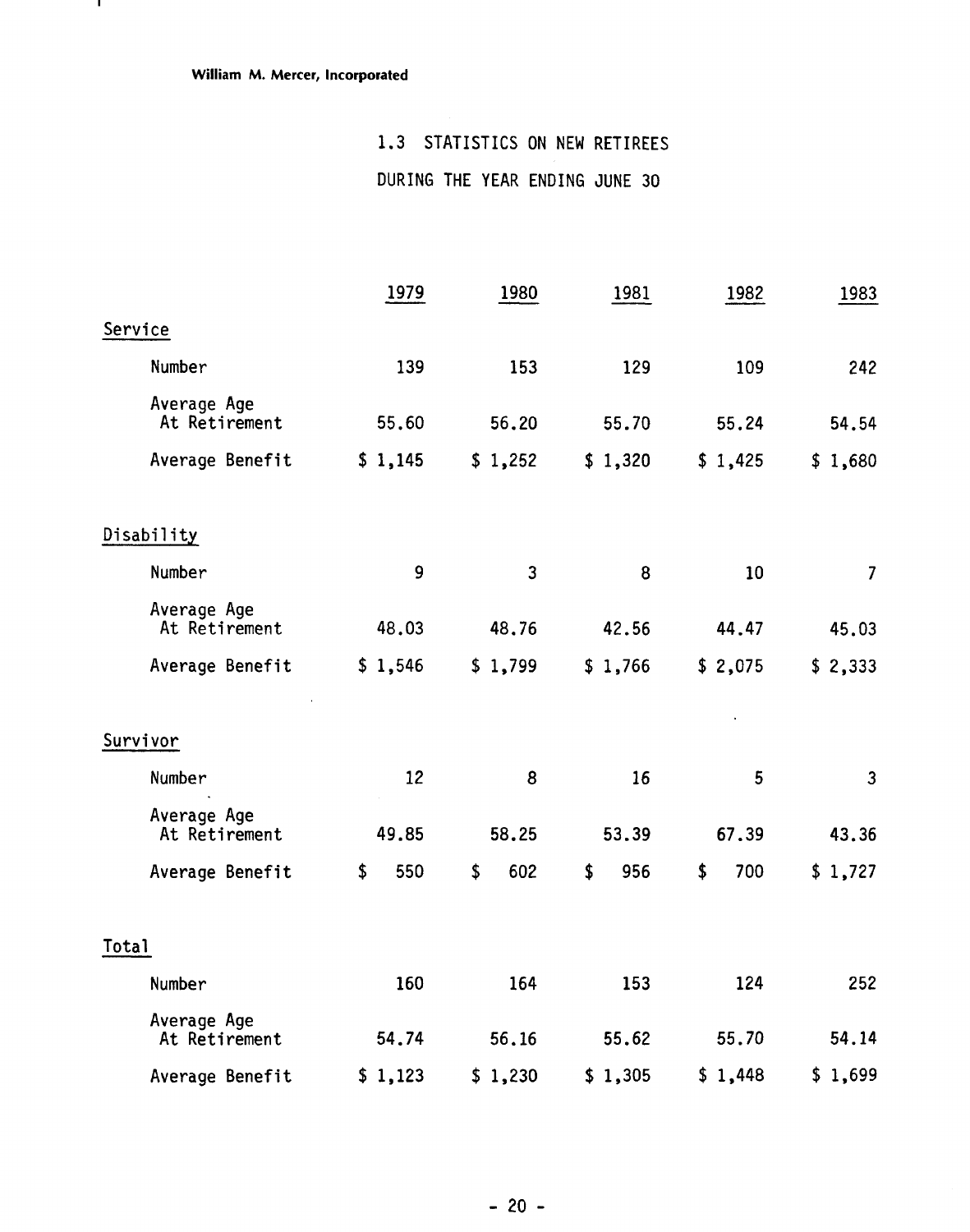William M. Mercer, Incorporated

## 1.3 STATISTICS ON NEW RETIREES

## DURING THE YEAR ENDING JUNE 30

| | 1979 | 1980 | 1981 | 1982 | 1983 |
|---|---|---|---|---|---|
| **Service** | | | | | |
| Number | 139 | 153 | 129 | 109 | 242 |
| Average Age At Retirement | 55.60 | 56.20 | 55.70 | 55.24 | 54.54 |
| Average Benefit | $ 1,145 | $ 1,252 | $ 1,320 | $ 1,425 | $ 1,680 |
| **Disability** | | | | | |
| Number | 9 | 3 | 8 | 10 | 7 |
| Average Age At Retirement | 48.03 | 48.76 | 42.56 | 44.47 | 45.03 |
| Average Benefit | $ 1,546 | $ 1,799 | $ 1,766 | $ 2,075 | $ 2,333 |
| **Survivor** | | | | | |
| Number | 12 | 8 | 16 | 5 | 3 |
| Average Age At Retirement | 49.85 | 58.25 | 53.39 | 67.39 | 43.36 |
| Average Benefit | $ 550 | $ 602 | $ 956 | $ 700 | $ 1,727 |
| **Total** | | | | | |
| Number | 160 | 164 | 153 | 124 | 252 |
| Average Age At Retirement | 54.74 | 56.16 | 55.62 | 55.70 | 54.14 |
| Average Benefit | $ 1,123 | $ 1,230 | $ 1,305 | $ 1,448 | $ 1,699 |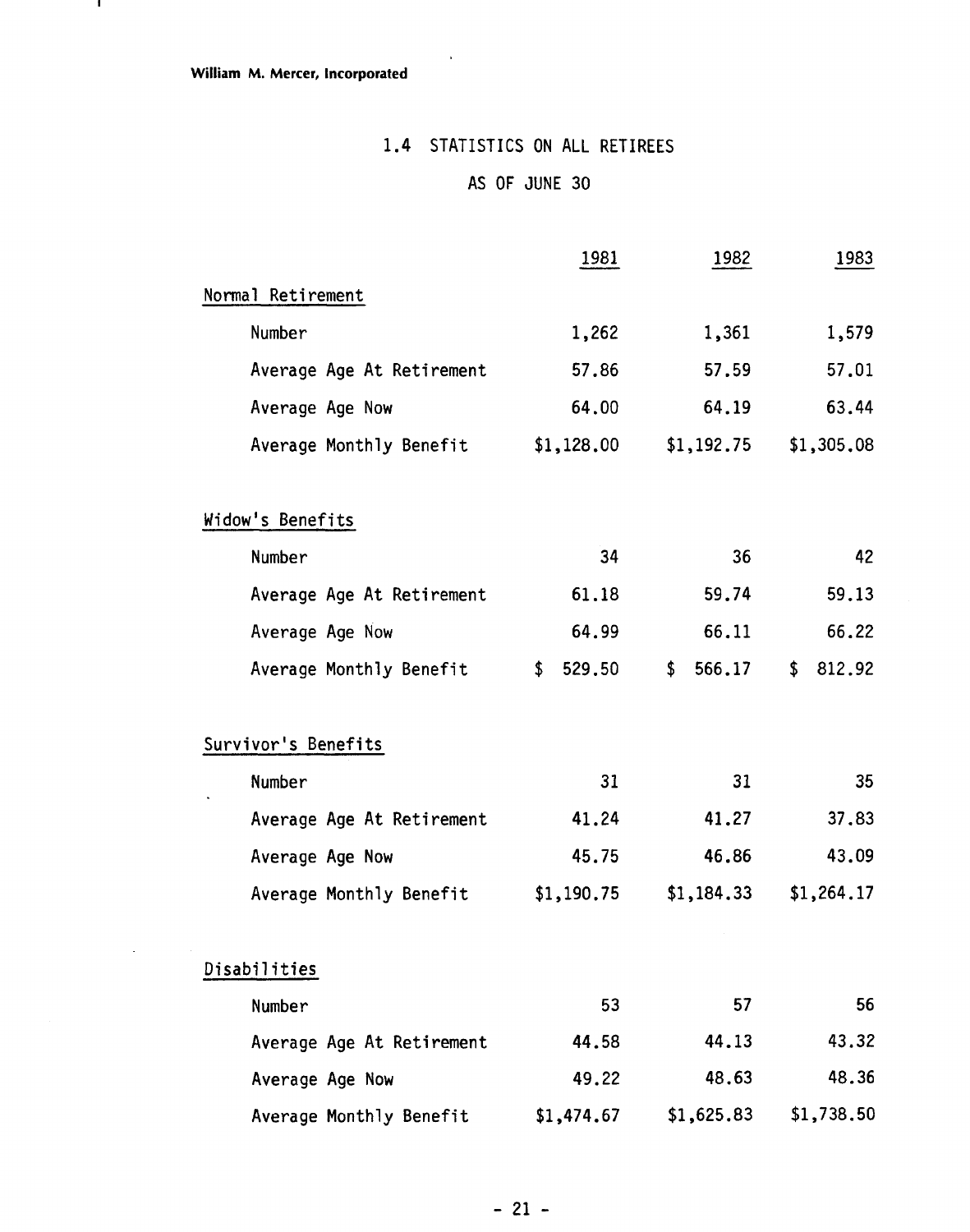## 1.4 STATISTICS ON ALL RETIREES

### AS OF JUNE 30

| | 1981 | 1982 | 1983 |
|---|---|---|---|
| **Normal Retirement** | | | |
| Number | 1,262 | 1,361 | 1,579 |
| Average Age At Retirement | 57.86 | 57.59 | 57.01 |
| Average Age Now | 64.00 | 64.19 | 63.44 |
| Average Monthly Benefit | $1,128.00 | $1,192.75 | $1,305.08 |
| **Widow's Benefits** | | | |
| Number | 34 | 36 | 42 |
| Average Age At Retirement | 61.18 | 59.74 | 59.13 |
| Average Age Now | 64.99 | 66.11 | 66.22 |
| Average Monthly Benefit | $ 529.50 | $ 566.17 | $ 812.92 |
| **Survivor's Benefits** | | | |
| Number | 31 | 31 | 35 |
| Average Age At Retirement | 41.24 | 41.27 | 37.83 |
| Average Age Now | 45.75 | 46.86 | 43.09 |
| Average Monthly Benefit | $1,190.75 | $1,184.33 | $1,264.17 |
| **Disabilities** | | | |
| Number | 53 | 57 | 56 |
| Average Age At Retirement | 44.58 | 44.13 | 43.32 |
| Average Age Now | 49.22 | 48.63 | 48.36 |
| Average Monthly Benefit | $1,474.67 | $1,625.83 | $1,738.50 |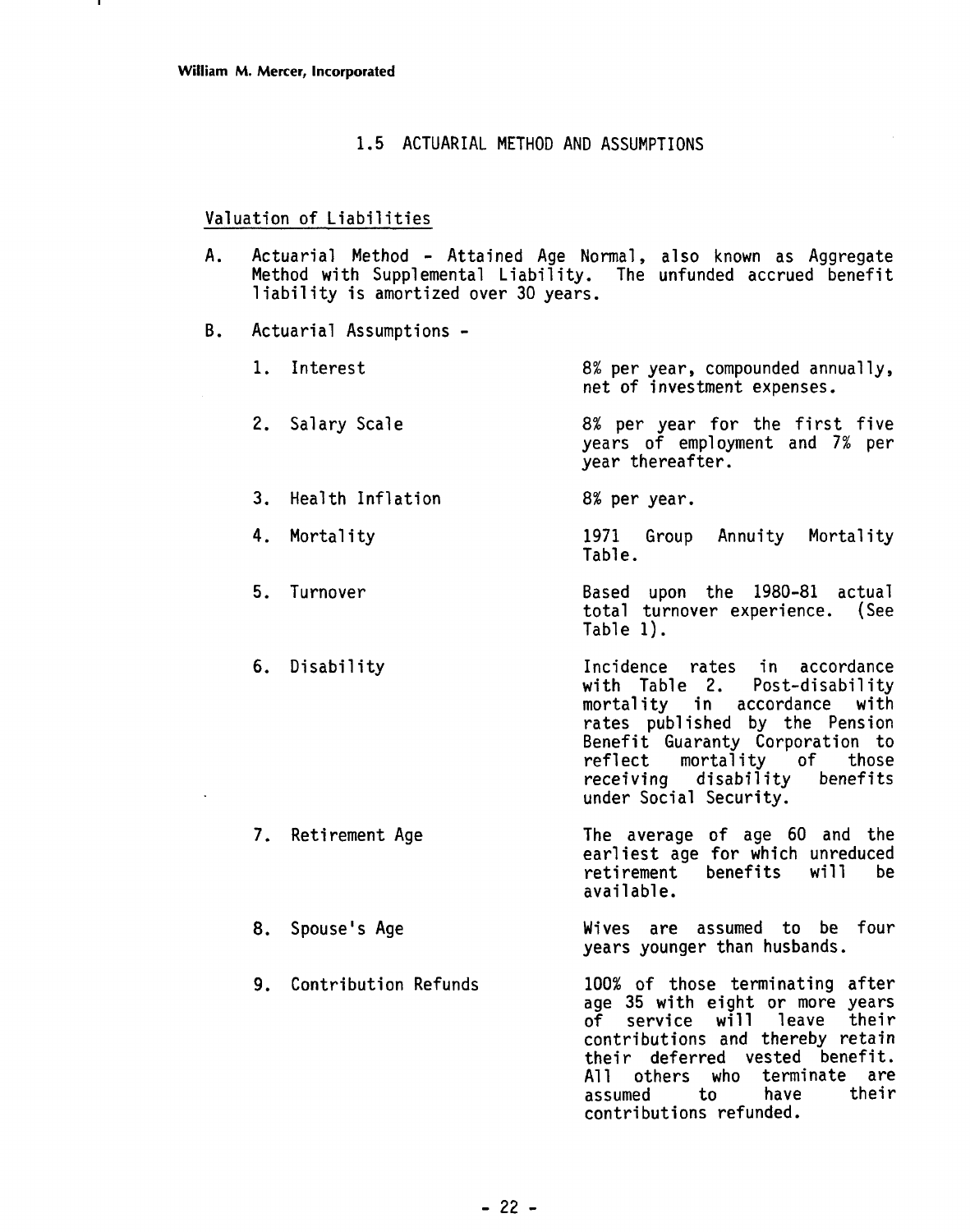## 1.5 ACTUARIAL METHOD AND ASSUMPTIONS

### Valuation of Liabilities

A. Actuarial Method - Attained Age Normal, also known as Aggregate Method with Supplemental Liability. The unfunded accrued benefit liability is amortized over 30 years.

B. Actuarial Assumptions -

| | |
|---|---|
| 1. Interest | 8% per year, compounded annually, net of investment expenses. |
| 2. Salary Scale | 8% per year for the first five years of employment and 7% per year thereafter. |
| 3. Health Inflation | 8% per year. |
| 4. Mortality | 1971 Group Annuity Mortality Table. |
| 5. Turnover | Based upon the 1980-81 actual total turnover experience. (See Table 1). |
| 6. Disability | Incidence rates in accordance with Table 2. Post-disability mortality in accordance with rates published by the Pension Benefit Guaranty Corporation to reflect mortality of those receiving disability benefits under Social Security. |
| 7. Retirement Age | The average of age 60 and the earliest age for which unreduced retirement benefits will be available. |
| 8. Spouse's Age | Wives are assumed to be four years younger than husbands. |
| 9. Contribution Refunds | 100% of those terminating after age 35 with eight or more years of service will leave their contributions and thereby retain their deferred vested benefit. All others who terminate are assumed to have their contributions refunded. |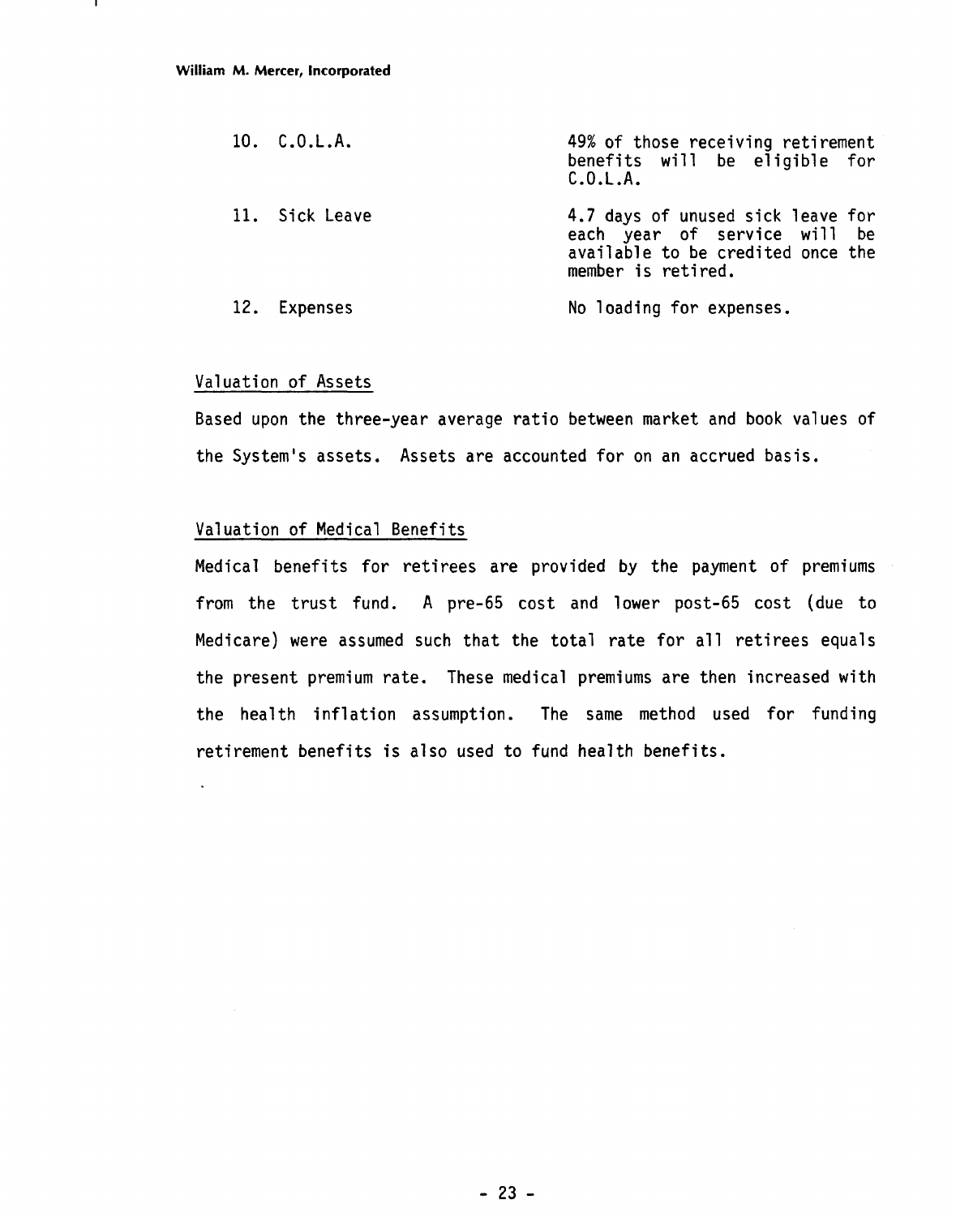| | |
|---|---|
| 10. C.O.L.A. | 49% of those receiving retirement benefits will be eligible for C.O.L.A. |
| 11. Sick Leave | 4.7 days of unused sick leave for each year of service will be available to be credited once the member is retired. |
| 12. Expenses | No loading for expenses. |

Valuation of Assets

Based upon the three-year average ratio between market and book values of the System's assets. Assets are accounted for on an accrued basis.

Valuation of Medical Benefits

Medical benefits for retirees are provided by the payment of premiums from the trust fund. A pre-65 cost and lower post-65 cost (due to Medicare) were assumed such that the total rate for all retirees equals the present premium rate. These medical premiums are then increased with the health inflation assumption. The same method used for funding retirement benefits is also used to fund health benefits.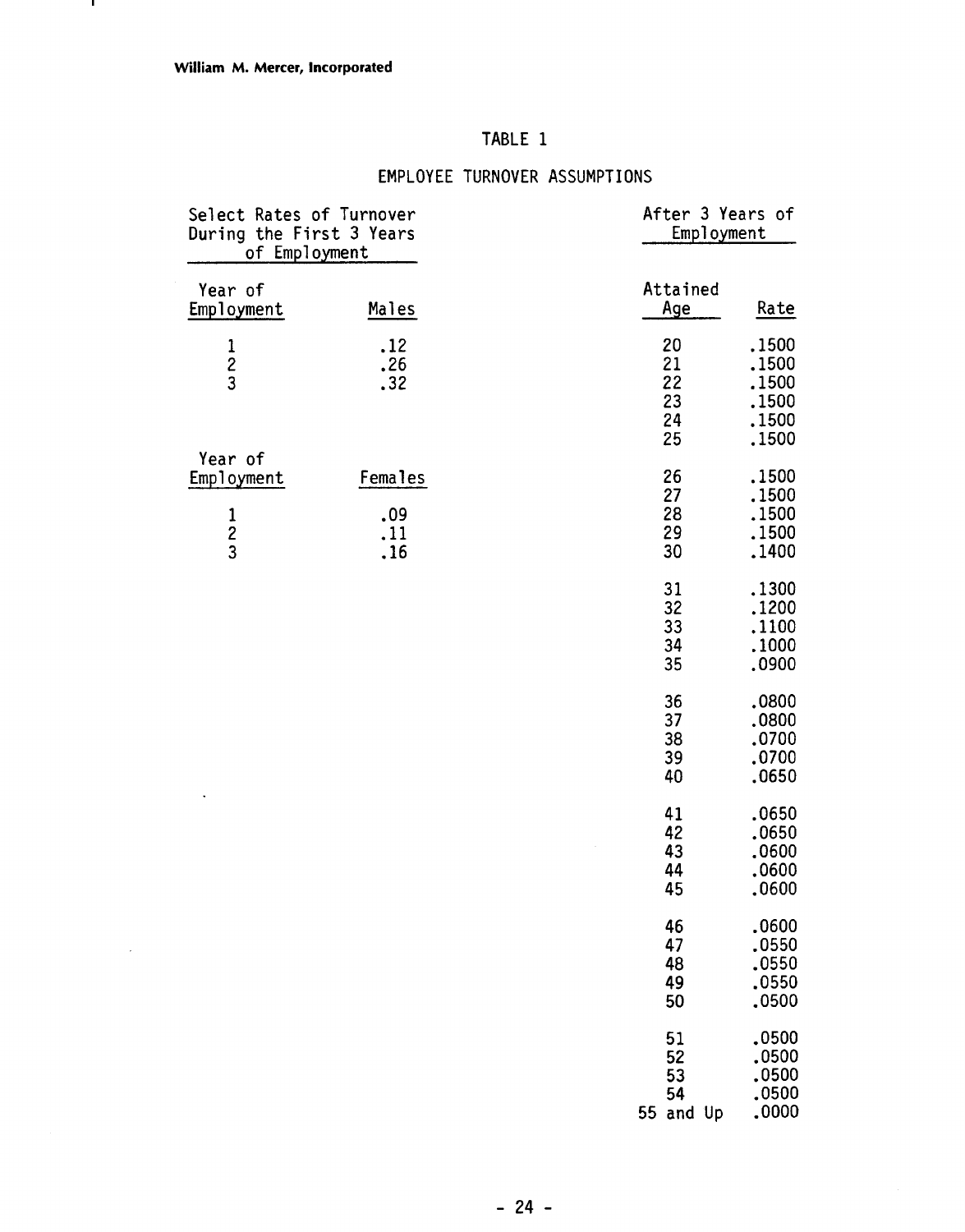## TABLE 1

## EMPLOYEE TURNOVER ASSUMPTIONS

**Select Rates of Turnover During the First 3 Years of Employment**

| Year of Employment | Males |
|---|---|
| 1 | .12 |
| 2 | .26 |
| 3 | .32 |

| Year of Employment | Females |
|---|---|
| 1 | .09 |
| 2 | .11 |
| 3 | .16 |

**After 3 Years of Employment**

| Attained Age | Rate |
|---|---|
| 20 | .1500 |
| 21 | .1500 |
| 22 | .1500 |
| 23 | .1500 |
| 24 | .1500 |
| 25 | .1500 |
| 26 | .1500 |
| 27 | .1500 |
| 28 | .1500 |
| 29 | .1500 |
| 30 | .1400 |
| 31 | .1300 |
| 32 | .1200 |
| 33 | .1100 |
| 34 | .1000 |
| 35 | .0900 |
| 36 | .0800 |
| 37 | .0800 |
| 38 | .0700 |
| 39 | .0700 |
| 40 | .0650 |
| 41 | .0650 |
| 42 | .0650 |
| 43 | .0600 |
| 44 | .0600 |
| 45 | .0600 |
| 46 | .0600 |
| 47 | .0550 |
| 48 | .0550 |
| 49 | .0550 |
| 50 | .0500 |
| 51 | .0500 |
| 52 | .0500 |
| 53 | .0500 |
| 54 | .0500 |
| 55 and Up | .0000 |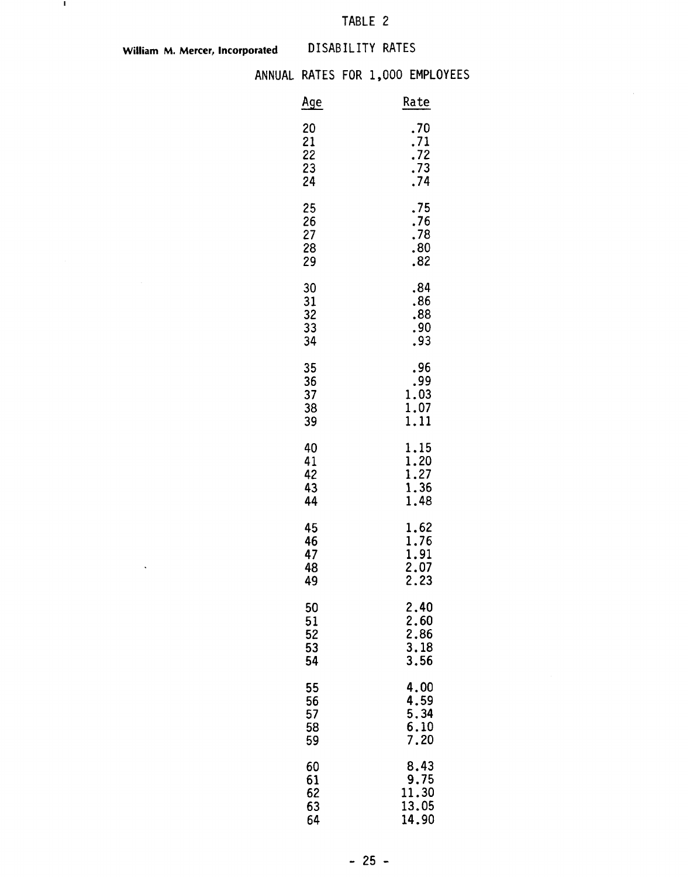TABLE 2

**William M. Mercer, Incorporated**

DISABILITY RATES

ANNUAL RATES FOR 1,000 EMPLOYEES

| Age | Rate |
|---|---|
| 20 | .70 |
| 21 | .71 |
| 22 | .72 |
| 23 | .73 |
| 24 | .74 |
| 25 | .75 |
| 26 | .76 |
| 27 | .78 |
| 28 | .80 |
| 29 | .82 |
| 30 | .84 |
| 31 | .86 |
| 32 | .88 |
| 33 | .90 |
| 34 | .93 |
| 35 | .96 |
| 36 | .99 |
| 37 | 1.03 |
| 38 | 1.07 |
| 39 | 1.11 |
| 40 | 1.15 |
| 41 | 1.20 |
| 42 | 1.27 |
| 43 | 1.36 |
| 44 | 1.48 |
| 45 | 1.62 |
| 46 | 1.76 |
| 47 | 1.91 |
| 48 | 2.07 |
| 49 | 2.23 |
| 50 | 2.40 |
| 51 | 2.60 |
| 52 | 2.86 |
| 53 | 3.18 |
| 54 | 3.56 |
| 55 | 4.00 |
| 56 | 4.59 |
| 57 | 5.34 |
| 58 | 6.10 |
| 59 | 7.20 |
| 60 | 8.43 |
| 61 | 9.75 |
| 62 | 11.30 |
| 63 | 13.05 |
| 64 | 14.90 |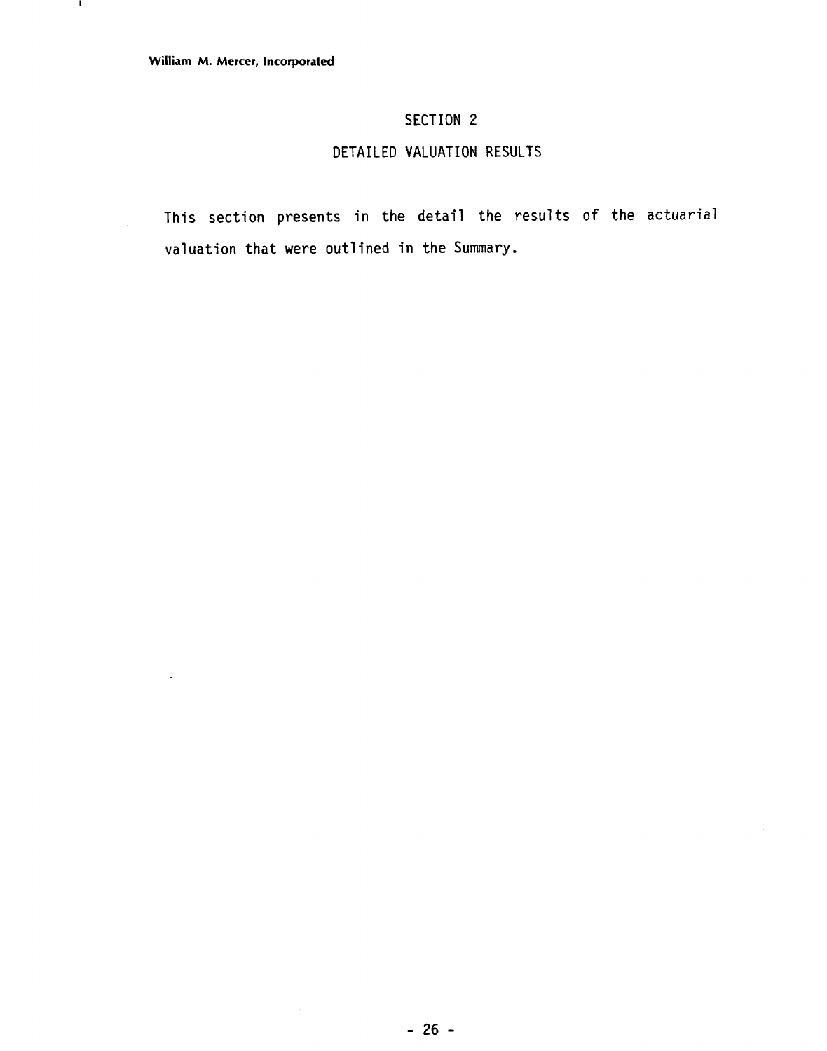# SECTION 2

## DETAILED VALUATION RESULTS

This section presents in the detail the results of the actuarial valuation that were outlined in the Summary.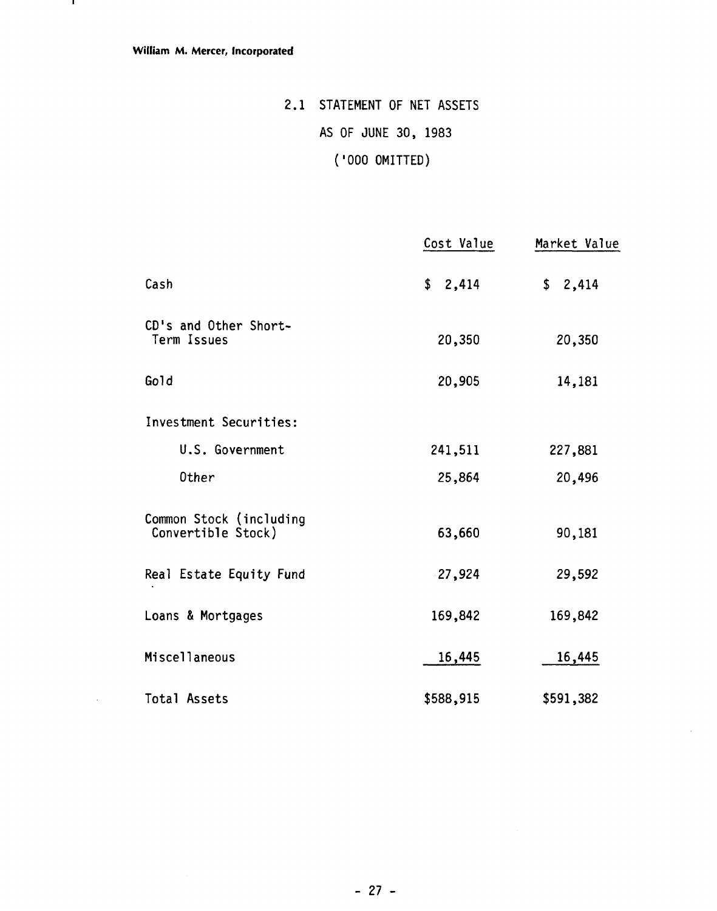## 2.1 STATEMENT OF NET ASSETS

AS OF JUNE 30, 1983

('000 OMITTED)

| | Cost Value | Market Value |
|---|---|---|
| Cash | $ 2,414 | $ 2,414 |
| CD's and Other Short-Term Issues | 20,350 | 20,350 |
| Gold | 20,905 | 14,181 |
| Investment Securities: | | |
| U.S. Government | 241,511 | 227,881 |
| Other | 25,864 | 20,496 |
| Common Stock (including Convertible Stock) | 63,660 | 90,181 |
| Real Estate Equity Fund | 27,924 | 29,592 |
| Loans & Mortgages | 169,842 | 169,842 |
| Miscellaneous | 16,445 | 16,445 |
| Total Assets | $588,915 | $591,382 |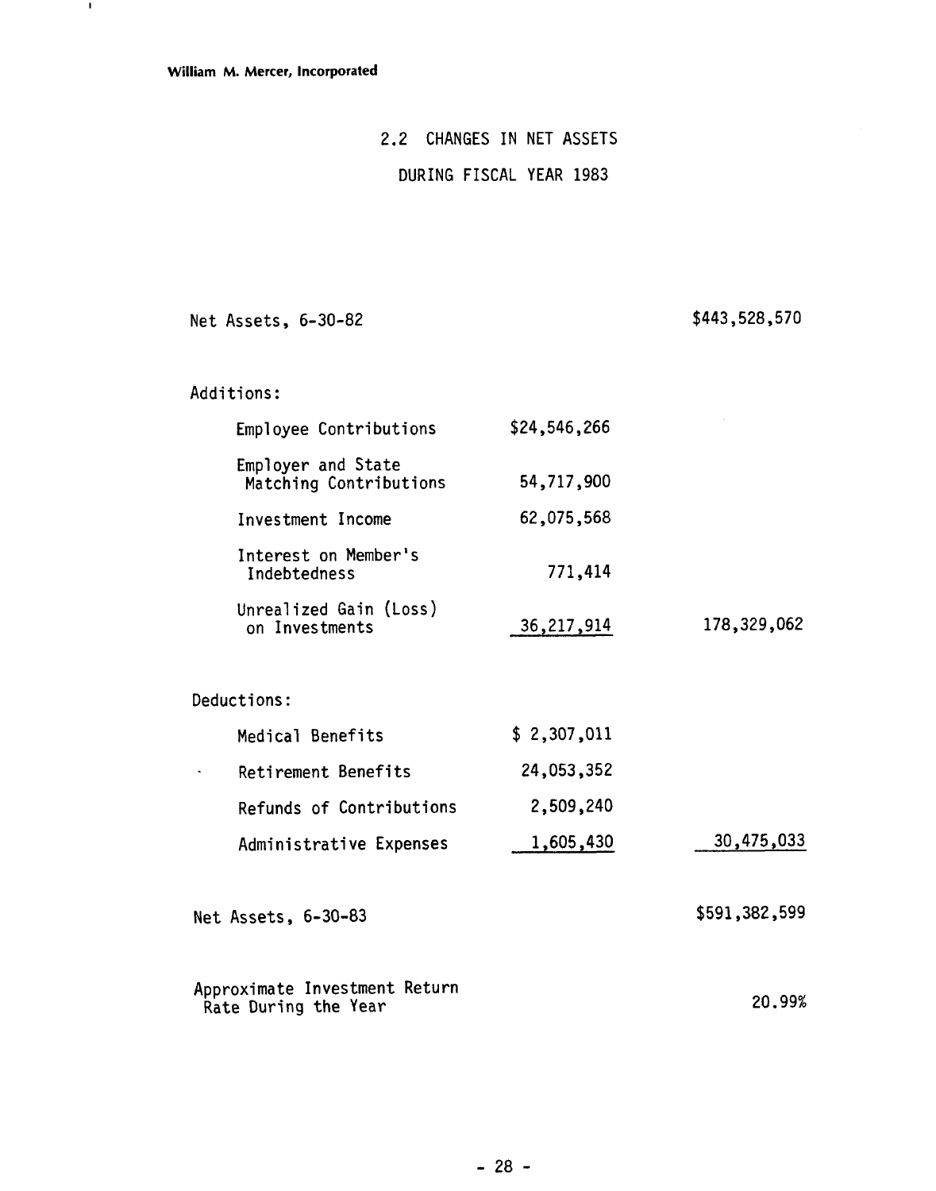## 2.2 CHANGES IN NET ASSETS

## DURING FISCAL YEAR 1983

| | | |
|---|---|---|
| Net Assets, 6-30-82 | | $443,528,570 |
| **Additions:** | | |
| Employee Contributions | $24,546,266 | |
| Employer and State Matching Contributions | 54,717,900 | |
| Investment Income | 62,075,568 | |
| Interest on Member's Indebtedness | 771,414 | |
| Unrealized Gain (Loss) on Investments | 36,217,914 | 178,329,062 |
| **Deductions:** | | |
| Medical Benefits | $ 2,307,011 | |
| Retirement Benefits | 24,053,352 | |
| Refunds of Contributions | 2,509,240 | |
| Administrative Expenses | 1,605,430 | 30,475,033 |
| Net Assets, 6-30-83 | | $591,382,599 |
| Approximate Investment Return Rate During the Year | | 20.99% |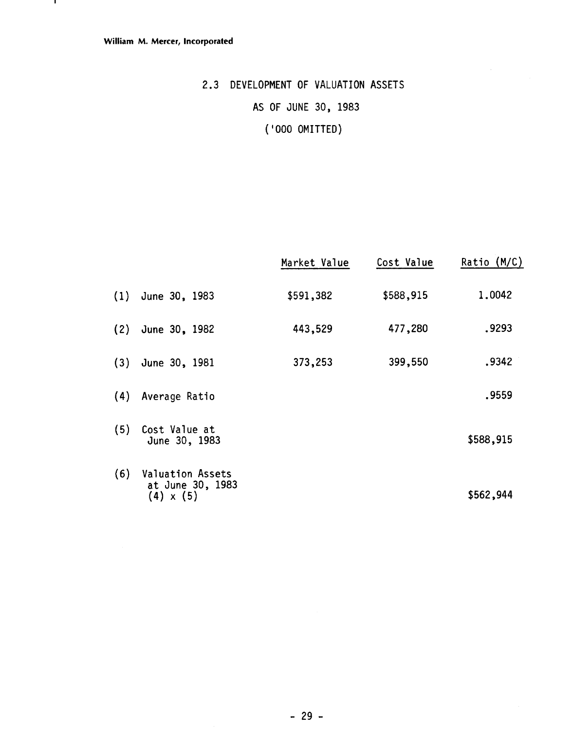## 2.3 DEVELOPMENT OF VALUATION ASSETS

AS OF JUNE 30, 1983

('000 OMITTED)

| | | Market Value | Cost Value | Ratio (M/C) |
|---|---|---|---|---|
| (1) | June 30, 1983 | $591,382 | $588,915 | 1.0042 |
| (2) | June 30, 1982 | 443,529 | 477,280 | .9293 |
| (3) | June 30, 1981 | 373,253 | 399,550 | .9342 |
| (4) | Average Ratio | | | .9559 |
| (5) | Cost Value at June 30, 1983 | | | $588,915 |
| (6) | Valuation Assets at June 30, 1983 (4) x (5) | | | $562,944 |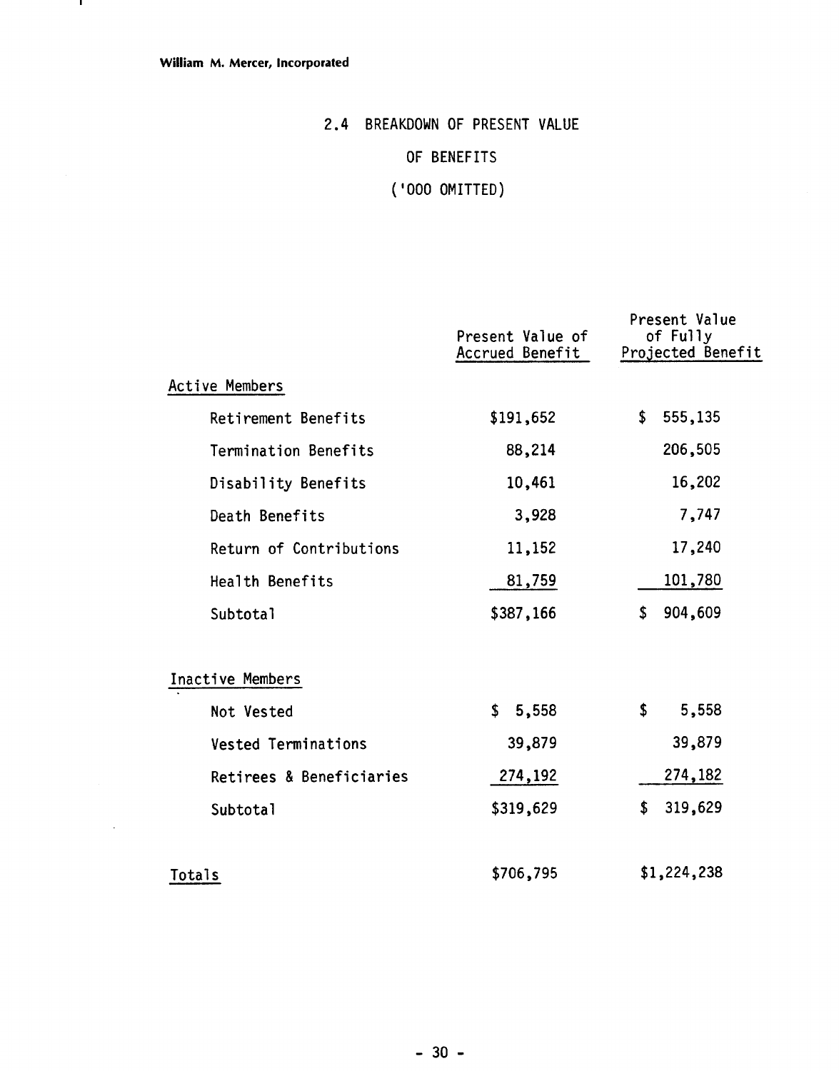## 2.4 BREAKDOWN OF PRESENT VALUE OF BENEFITS

('000 OMITTED)

| | Present Value of Accrued Benefit | Present Value of Fully Projected Benefit |
|---|---|---|
| Active Members | | |
| Retirement Benefits | $191,652 | $ 555,135 |
| Termination Benefits | 88,214 | 206,505 |
| Disability Benefits | 10,461 | 16,202 |
| Death Benefits | 3,928 | 7,747 |
| Return of Contributions | 11,152 | 17,240 |
| Health Benefits | 81,759 | 101,780 |
| Subtotal | $387,166 | $ 904,609 |
| Inactive Members | | |
| Not Vested | $ 5,558 | $ 5,558 |
| Vested Terminations | 39,879 | 39,879 |
| Retirees & Beneficiaries | 274,192 | 274,182 |
| Subtotal | $319,629 | $ 319,629 |
| Totals | $706,795 | $1,224,238 |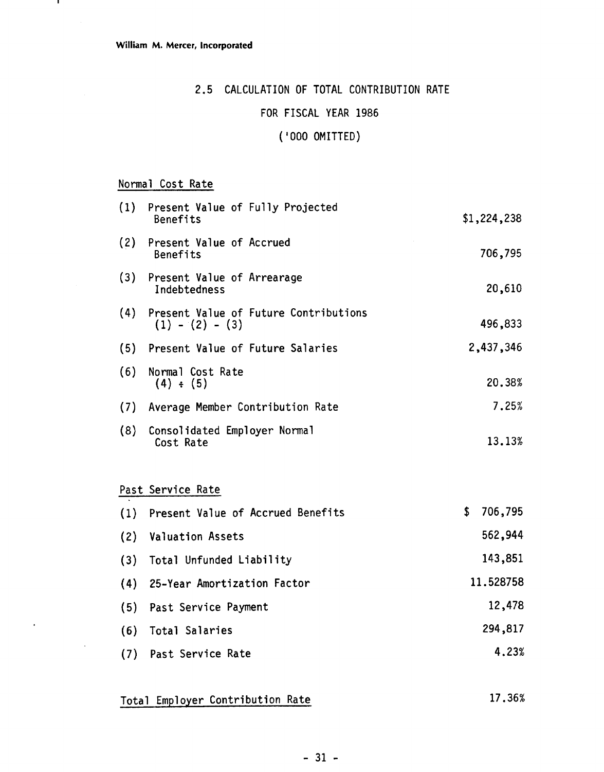William M. Mercer, Incorporated

## 2.5 CALCULATION OF TOTAL CONTRIBUTION RATE

## FOR FISCAL YEAR 1986

## ('000 OMITTED)

Normal Cost Rate

| | | |
|---|---|---|
| (1) | Present Value of Fully Projected Benefits | $1,224,238 |
| (2) | Present Value of Accrued Benefits | 706,795 |
| (3) | Present Value of Arrearage Indebtedness | 20,610 |
| (4) | Present Value of Future Contributions (1) - (2) - (3) | 496,833 |
| (5) | Present Value of Future Salaries | 2,437,346 |
| (6) | Normal Cost Rate (4) ÷ (5) | 20.38% |
| (7) | Average Member Contribution Rate | 7.25% |
| (8) | Consolidated Employer Normal Cost Rate | 13.13% |

Past Service Rate

| | | |
|---|---|---|
| (1) | Present Value of Accrued Benefits | $ 706,795 |
| (2) | Valuation Assets | 562,944 |
| (3) | Total Unfunded Liability | 143,851 |
| (4) | 25-Year Amortization Factor | 11.528758 |
| (5) | Past Service Payment | 12,478 |
| (6) | Total Salaries | 294,817 |
| (7) | Past Service Rate | 4.23% |

Total Employer Contribution Rate 17.36%